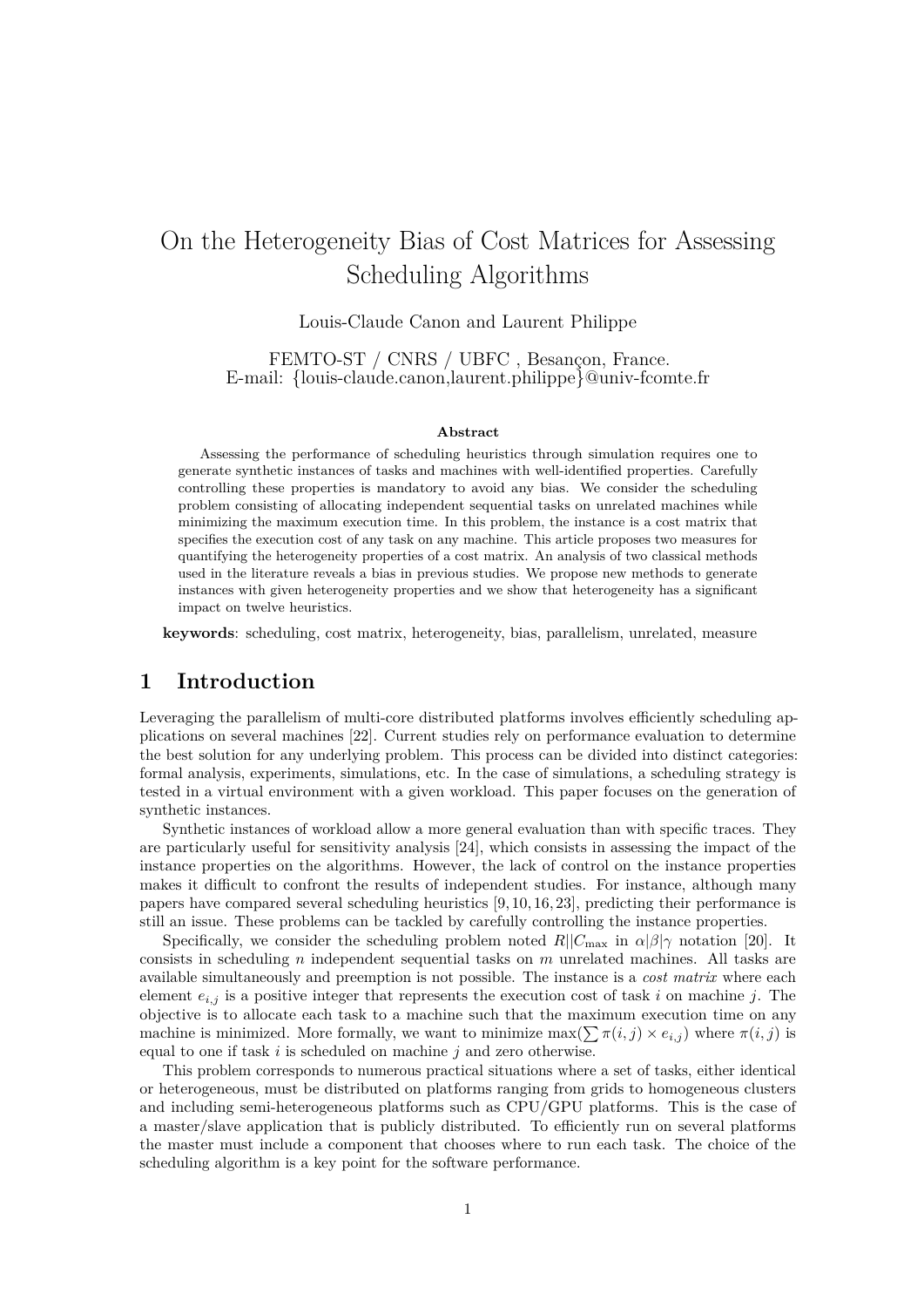# On the Heterogeneity Bias of Cost Matrices for Assessing Scheduling Algorithms

Louis-Claude Canon and Laurent Philippe

FEMTO-ST / CNRS / UBFC , Besançon, France.
E-mail: {louis-claude.canon,laurent.philippe}@univ-fcomte.fr

**Abstract**

Assessing the performance of scheduling heuristics through simulation requires one to generate synthetic instances of tasks and machines with well-identified properties. Carefully controlling these properties is mandatory to avoid any bias. We consider the scheduling problem consisting of allocating independent sequential tasks on unrelated machines while minimizing the maximum execution time. In this problem, the instance is a cost matrix that specifies the execution cost of any task on any machine. This article proposes two measures for quantifying the heterogeneity properties of a cost matrix. An analysis of two classical methods used in the literature reveals a bias in previous studies. We propose new methods to generate instances with given heterogeneity properties and we show that heterogeneity has a significant impact on twelve heuristics.

**keywords**: scheduling, cost matrix, heterogeneity, bias, parallelism, unrelated, measure

## 1 Introduction

Leveraging the parallelism of multi-core distributed platforms involves efficiently scheduling applications on several machines [22]. Current studies rely on performance evaluation to determine the best solution for any underlying problem. This process can be divided into distinct categories: formal analysis, experiments, simulations, etc. In the case of simulations, a scheduling strategy is tested in a virtual environment with a given workload. This paper focuses on the generation of synthetic instances.

Synthetic instances of workload allow a more general evaluation than with specific traces. They are particularly useful for sensitivity analysis [24], which consists in assessing the impact of the instance properties on the algorithms. However, the lack of control on the instance properties makes it difficult to confront the results of independent studies. For instance, although many papers have compared several scheduling heuristics [9, 10, 16, 23], predicting their performance is still an issue. These problems can be tackled by carefully controlling the instance properties.

Specifically, we consider the scheduling problem noted $R||C_{\max}$ in $\alpha|\beta|\gamma$ notation [20]. It consists in scheduling $n$ independent sequential tasks on $m$ unrelated machines. All tasks are available simultaneously and preemption is not possible. The instance is a *cost matrix* where each element $e_{i,j}$ is a positive integer that represents the execution cost of task $i$ on machine $j$. The objective is to allocate each task to a machine such that the maximum execution time on any machine is minimized. More formally, we want to minimize $\max(\sum \pi(i, j) \times e_{i,j})$ where $\pi(i, j)$ is equal to one if task $i$ is scheduled on machine $j$ and zero otherwise.

This problem corresponds to numerous practical situations where a set of tasks, either identical or heterogeneous, must be distributed on platforms ranging from grids to homogeneous clusters and including semi-heterogeneous platforms such as CPU/GPU platforms. This is the case of a master/slave application that is publicly distributed. To efficiently run on several platforms the master must include a component that chooses where to run each task. The choice of the scheduling algorithm is a key point for the software performance.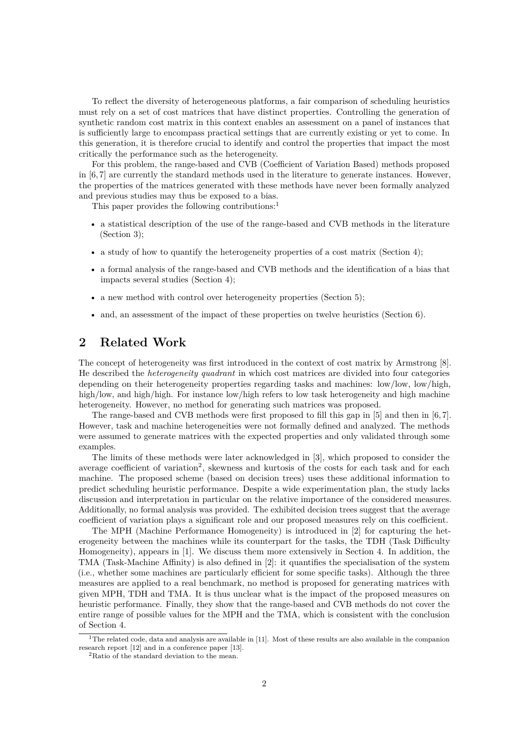To reflect the diversity of heterogeneous platforms, a fair comparison of scheduling heuristics must rely on a set of cost matrices that have distinct properties. Controlling the generation of synthetic random cost matrix in this context enables an assessment on a panel of instances that is sufficiently large to encompass practical settings that are currently existing or yet to come. In this generation, it is therefore crucial to identify and control the properties that impact the most critically the performance such as the heterogeneity.

For this problem, the range-based and CVB (Coefficient of Variation Based) methods proposed in [6, 7] are currently the standard methods used in the literature to generate instances. However, the properties of the matrices generated with these methods have never been formally analyzed and previous studies may thus be exposed to a bias.

This paper provides the following contributions:[1]

- a statistical description of the use of the range-based and CVB methods in the literature (Section 3);
- a study of how to quantify the heterogeneity properties of a cost matrix (Section 4);
- a formal analysis of the range-based and CVB methods and the identification of a bias that impacts several studies (Section 4);
- a new method with control over heterogeneity properties (Section 5);
- and, an assessment of the impact of these properties on twelve heuristics (Section 6).

## 2 Related Work

The concept of heterogeneity was first introduced in the context of cost matrix by Armstrong [8]. He described the *heterogeneity quadrant* in which cost matrices are divided into four categories depending on their heterogeneity properties regarding tasks and machines: low/low, low/high, high/low, and high/high. For instance low/high refers to low task heterogeneity and high machine heterogeneity. However, no method for generating such matrices was proposed.

The range-based and CVB methods were first proposed to fill this gap in [5] and then in [6, 7]. However, task and machine heterogeneities were not formally defined and analyzed. The methods were assumed to generate matrices with the expected properties and only validated through some examples.

The limits of these methods were later acknowledged in [3], which proposed to consider the average coefficient of variation[2], skewness and kurtosis of the costs for each task and for each machine. The proposed scheme (based on decision trees) uses these additional information to predict scheduling heuristic performance. Despite a wide experimentation plan, the study lacks discussion and interpretation in particular on the relative importance of the considered measures. Additionally, no formal analysis was provided. The exhibited decision trees suggest that the average coefficient of variation plays a significant role and our proposed measures rely on this coefficient.

The MPH (Machine Performance Homogeneity) is introduced in [2] for capturing the heterogeneity between the machines while its counterpart for the tasks, the TDH (Task Difficulty Homogeneity), appears in [1]. We discuss them more extensively in Section 4. In addition, the TMA (Task-Machine Affinity) is also defined in [2]: it quantifies the specialisation of the system (i.e., whether some machines are particularly efficient for some specific tasks). Although the three measures are applied to a real benchmark, no method is proposed for generating matrices with given MPH, TDH and TMA. It is thus unclear what is the impact of the proposed measures on heuristic performance. Finally, they show that the range-based and CVB methods do not cover the entire range of possible values for the MPH and the TMA, which is consistent with the conclusion of Section 4.

[1] The related code, data and analysis are available in [11]. Most of these results are also available in the companion research report [12] and in a conference paper [13].

[2] Ratio of the standard deviation to the mean.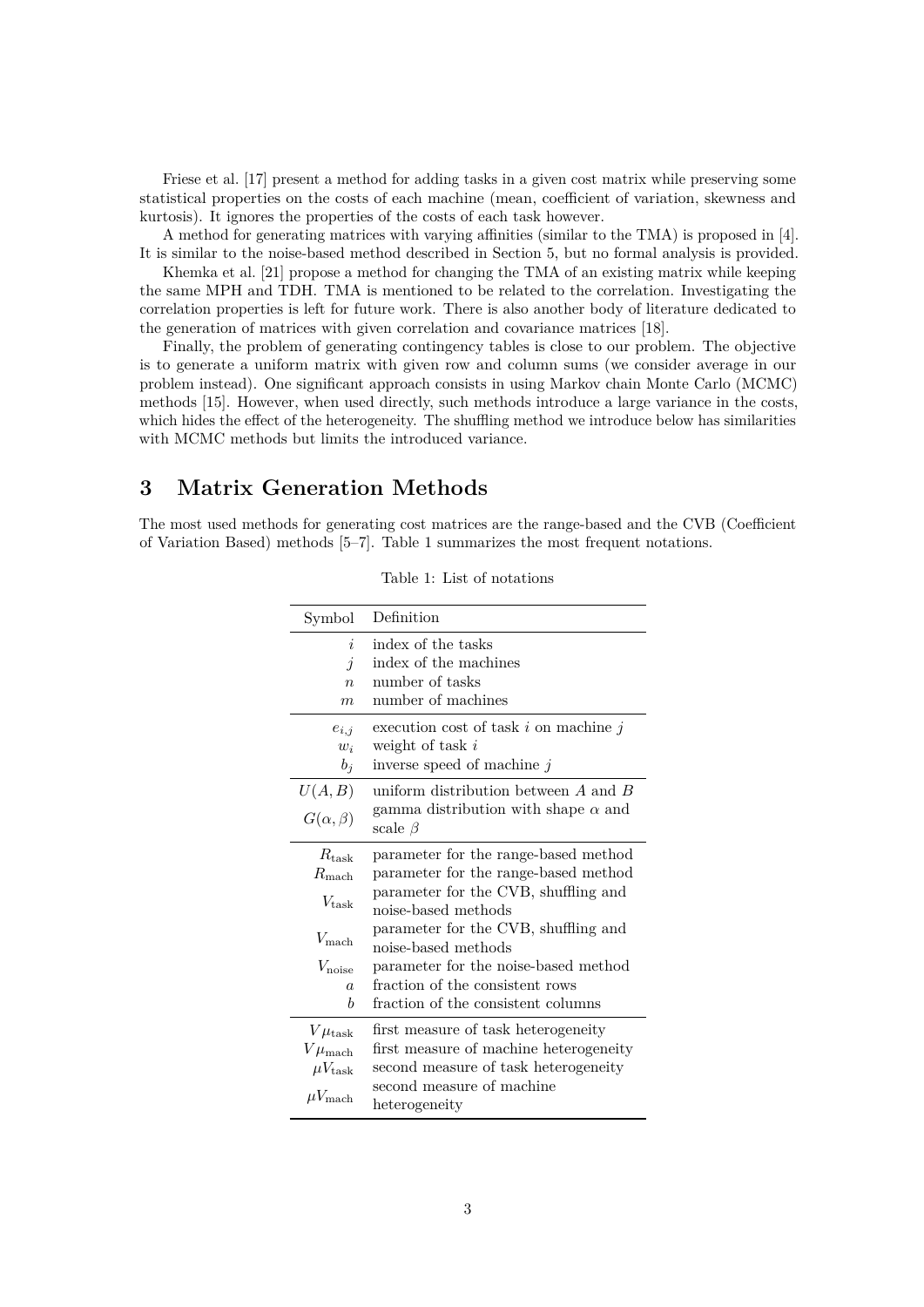Friese et al. [17] present a method for adding tasks in a given cost matrix while preserving some statistical properties on the costs of each machine (mean, coefficient of variation, skewness and kurtosis). It ignores the properties of the costs of each task however.

A method for generating matrices with varying affinities (similar to the TMA) is proposed in [4]. It is similar to the noise-based method described in Section 5, but no formal analysis is provided.

Khemka et al. [21] propose a method for changing the TMA of an existing matrix while keeping the same MPH and TDH. TMA is mentioned to be related to the correlation. Investigating the correlation properties is left for future work. There is also another body of literature dedicated to the generation of matrices with given correlation and covariance matrices [18].

Finally, the problem of generating contingency tables is close to our problem. The objective is to generate a uniform matrix with given row and column sums (we consider average in our problem instead). One significant approach consists in using Markov chain Monte Carlo (MCMC) methods [15]. However, when used directly, such methods introduce a large variance in the costs, which hides the effect of the heterogeneity. The shuffling method we introduce below has similarities with MCMC methods but limits the introduced variance.

# 3 Matrix Generation Methods

The most used methods for generating cost matrices are the range-based and the CVB (Coefficient of Variation Based) methods [5–7]. Table 1 summarizes the most frequent notations.

Table 1: List of notations

| Symbol | Definition |
|---|---|
| $i$ | index of the tasks |
| $j$ | index of the machines |
| $n$ | number of tasks |
| $m$ | number of machines |
| $e_{i,j}$ | execution cost of task $i$ on machine $j$ |
| $w_i$ | weight of task $i$ |
| $b_j$ | inverse speed of machine $j$ |
| $U(A, B)$ | uniform distribution between $A$ and $B$ |
| $G(\alpha, \beta)$ | gamma distribution with shape $\alpha$ and scale $\beta$ |
| $R_{\text{task}}$ | parameter for the range-based method |
| $R_{\text{mach}}$ | parameter for the range-based method |
| $V_{\text{task}}$ | parameter for the CVB, shuffling and noise-based methods |
| $V_{\text{mach}}$ | parameter for the CVB, shuffling and noise-based methods |
| $V_{\text{noise}}$ | parameter for the noise-based method |
| $a$ | fraction of the consistent rows |
| $b$ | fraction of the consistent columns |
| $V\mu_{\text{task}}$ | first measure of task heterogeneity |
| $V\mu_{\text{mach}}$ | first measure of machine heterogeneity |
| $\mu V_{\text{task}}$ | second measure of task heterogeneity |
| $\mu V_{\text{mach}}$ | second measure of machine heterogeneity |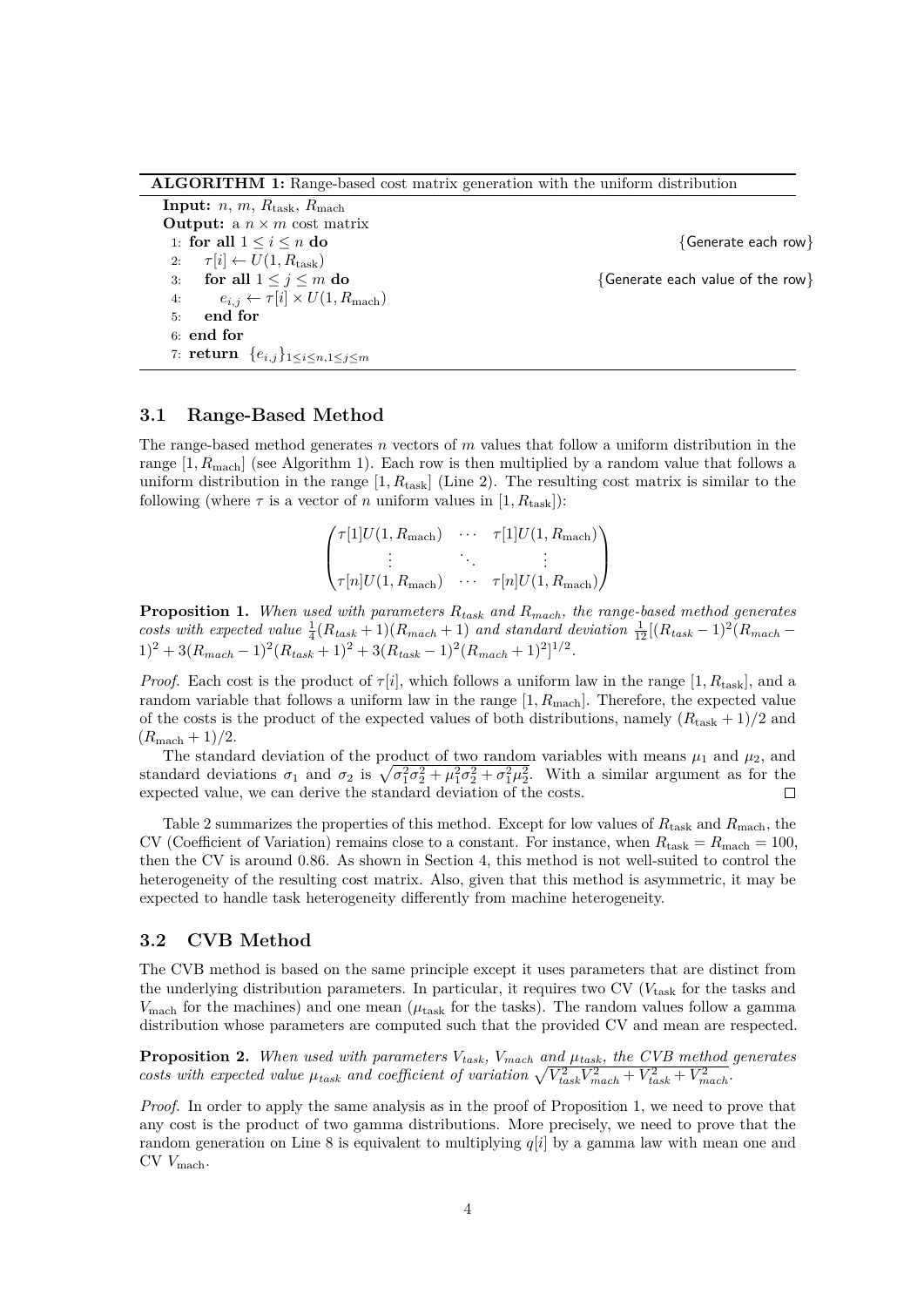**ALGORITHM 1:** Range-based cost matrix generation with the uniform distribution

```
Input: n, m, R_task, R_mach
Output: a n × m cost matrix
1: for all 1 ≤ i ≤ n do                          {Generate each row}
2:    τ[i] ← U(1, R_task)
3:    for all 1 ≤ j ≤ m do                       {Generate each value of the row}
4:       e_{i,j} ← τ[i] × U(1, R_mach)
5:    end for
6: end for
7: return {e_{i,j}}_{1≤i≤n,1≤j≤m}
```

## 3.1 Range-Based Method

The range-based method generates $n$ vectors of $m$ values that follow a uniform distribution in the range $[1, R_{\text{mach}}]$ (see Algorithm 1). Each row is then multiplied by a random value that follows a uniform distribution in the range $[1, R_{\text{task}}]$ (Line 2). The resulting cost matrix is similar to the following (where $\tau$ is a vector of $n$ uniform values in $[1, R_{\text{task}}]$):

$$\begin{pmatrix} \tau[1]U(1, R_{\text{mach}}) & \cdots & \tau[1]U(1, R_{\text{mach}}) \\ \vdots & \ddots & \vdots \\ \tau[n]U(1, R_{\text{mach}}) & \cdots & \tau[n]U(1, R_{\text{mach}}) \end{pmatrix}$$

**Proposition 1.** *When used with parameters $R_{task}$ and $R_{mach}$, the range-based method generates costs with expected value $\frac{1}{4}(R_{task}+1)(R_{mach}+1)$ and standard deviation $\frac{1}{12}[(R_{task}-1)^2(R_{mach}-1)^2 + 3(R_{mach}-1)^2(R_{task}+1)^2 + 3(R_{task}-1)^2(R_{mach}+1)^2]^{1/2}$.*

*Proof.* Each cost is the product of $\tau[i]$, which follows a uniform law in the range $[1, R_{\text{task}}]$, and a random variable that follows a uniform law in the range $[1, R_{\text{mach}}]$. Therefore, the expected value of the costs is the product of the expected values of both distributions, namely $(R_{\text{task}}+1)/2$ and $(R_{\text{mach}}+1)/2$.

The standard deviation of the product of two random variables with means $\mu_1$ and $\mu_2$, and standard deviations $\sigma_1$ and $\sigma_2$ is $\sqrt{\sigma_1^2\sigma_2^2 + \mu_1^2\sigma_2^2 + \sigma_1^2\mu_2^2}$. With a similar argument as for the expected value, we can derive the standard deviation of the costs. □

Table 2 summarizes the properties of this method. Except for low values of $R_{\text{task}}$ and $R_{\text{mach}}$, the CV (Coefficient of Variation) remains close to a constant. For instance, when $R_{\text{task}} = R_{\text{mach}} = 100$, then the CV is around 0.86. As shown in Section 4, this method is not well-suited to control the heterogeneity of the resulting cost matrix. Also, given that this method is asymmetric, it may be expected to handle task heterogeneity differently from machine heterogeneity.

## 3.2 CVB Method

The CVB method is based on the same principle except it uses parameters that are distinct from the underlying distribution parameters. In particular, it requires two CV ($V_{\text{task}}$ for the tasks and $V_{\text{mach}}$ for the machines) and one mean ($\mu_{\text{task}}$ for the tasks). The random values follow a gamma distribution whose parameters are computed such that the provided CV and mean are respected.

**Proposition 2.** *When used with parameters $V_{task}$, $V_{mach}$ and $\mu_{task}$, the CVB method generates costs with expected value $\mu_{task}$ and coefficient of variation $\sqrt{V_{task}^2 V_{mach}^2 + V_{task}^2 + V_{mach}^2}$.*

*Proof.* In order to apply the same analysis as in the proof of Proposition 1, we need to prove that any cost is the product of two gamma distributions. More precisely, we need to prove that the random generation on Line 8 is equivalent to multiplying $q[i]$ by a gamma law with mean one and CV $V_{\text{mach}}$.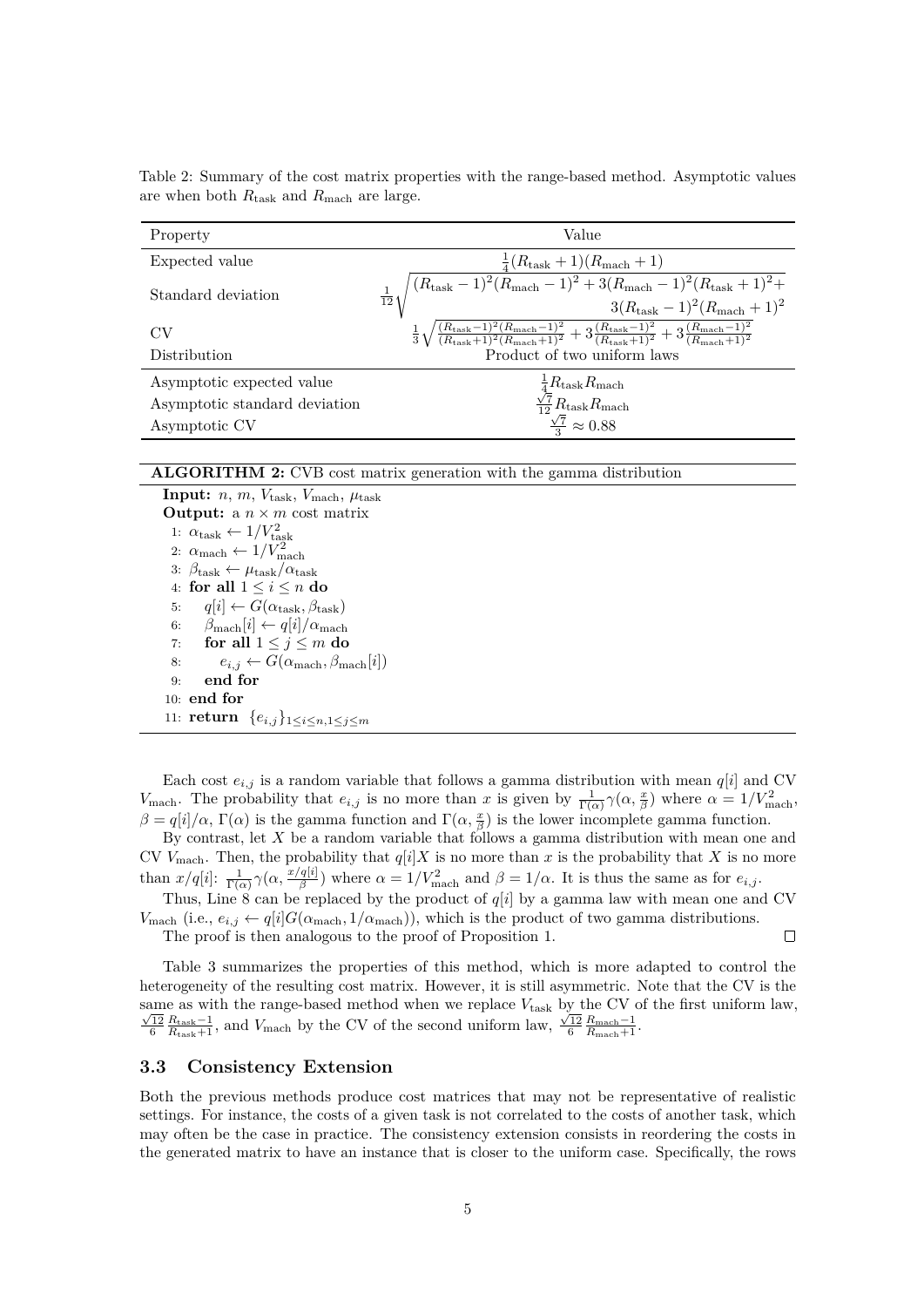Table 2: Summary of the cost matrix properties with the range-based method. Asymptotic values are when both $R_{\text{task}}$ and $R_{\text{mach}}$ are large.

| Property | Value |
|---|---|
| Expected value | $\frac{1}{4}(R_{\text{task}}+1)(R_{\text{mach}}+1)$ |
| Standard deviation | $\frac{1}{12}\sqrt{(R_{\text{task}}-1)^2(R_{\text{mach}}-1)^2+3(R_{\text{mach}}-1)^2(R_{\text{task}}+1)^2+3(R_{\text{task}}-1)^2(R_{\text{mach}}+1)^2}$ |
| CV | $\frac{1}{3}\sqrt{\frac{(R_{\text{task}}-1)^2(R_{\text{mach}}-1)^2}{(R_{\text{task}}+1)^2(R_{\text{mach}}+1)^2}+3\frac{(R_{\text{task}}-1)^2}{(R_{\text{task}}+1)^2}+3\frac{(R_{\text{mach}}-1)^2}{(R_{\text{mach}}+1)^2}}$ |
| Distribution | Product of two uniform laws |
| Asymptotic expected value | $\frac{1}{4}R_{\text{task}}R_{\text{mach}}$ |
| Asymptotic standard deviation | $\frac{\sqrt{7}}{12}R_{\text{task}}R_{\text{mach}}$ |
| Asymptotic CV | $\frac{\sqrt{7}}{3}\approx 0.88$ |

**ALGORITHM 2:** CVB cost matrix generation with the gamma distribution

```
Input: n, m, V_task, V_mach, μ_task
Output: a n × m cost matrix
 1: α_task ← 1/V_task^2
 2: α_mach ← 1/V_mach^2
 3: β_task ← μ_task/α_task
 4: for all 1 ≤ i ≤ n do
 5:     q[i] ← G(α_task, β_task)
 6:     β_mach[i] ← q[i]/α_mach
 7:     for all 1 ≤ j ≤ m do
 8:         e_{i,j} ← G(α_mach, β_mach[i])
 9:     end for
10: end for
11: return {e_{i,j}}_{1≤i≤n,1≤j≤m}
```

Each cost $e_{i,j}$ is a random variable that follows a gamma distribution with mean $q[i]$ and CV $V_{\text{mach}}$. The probability that $e_{i,j}$ is no more than $x$ is given by $\frac{1}{\Gamma(\alpha)}\gamma(\alpha,\frac{x}{\beta})$ where $\alpha = 1/V_{\text{mach}}^2$, $\beta = q[i]/\alpha$, $\Gamma(\alpha)$ is the gamma function and $\Gamma(\alpha,\frac{x}{\beta})$ is the lower incomplete gamma function.

By contrast, let $X$ be a random variable that follows a gamma distribution with mean one and CV $V_{\text{mach}}$. Then, the probability that $q[i]X$ is no more than $x$ is the probability that $X$ is no more than $x/q[i]$: $\frac{1}{\Gamma(\alpha)}\gamma(\alpha,\frac{x/q[i]}{\beta})$ where $\alpha = 1/V_{\text{mach}}^2$ and $\beta = 1/\alpha$. It is thus the same as for $e_{i,j}$.

Thus, Line 8 can be replaced by the product of $q[i]$ by a gamma law with mean one and CV $V_{\text{mach}}$ (i.e., $e_{i,j} \leftarrow q[i]G(\alpha_{\text{mach}}, 1/\alpha_{\text{mach}})$), which is the product of two gamma distributions.

The proof is then analogous to the proof of Proposition 1. □

Table 3 summarizes the properties of this method, which is more adapted to control the heterogeneity of the resulting cost matrix. However, it is still asymmetric. Note that the CV is the same as with the range-based method when we replace $V_{\text{task}}$ by the CV of the first uniform law, $\frac{\sqrt{12}}{6}\frac{R_{\text{task}}-1}{R_{\text{task}}+1}$, and $V_{\text{mach}}$ by the CV of the second uniform law, $\frac{\sqrt{12}}{6}\frac{R_{\text{mach}}-1}{R_{\text{mach}}+1}$.

### 3.3 Consistency Extension

Both the previous methods produce cost matrices that may not be representative of realistic settings. For instance, the costs of a given task is not correlated to the costs of another task, which may often be the case in practice. The consistency extension consists in reordering the costs in the generated matrix to have an instance that is closer to the uniform case. Specifically, the rows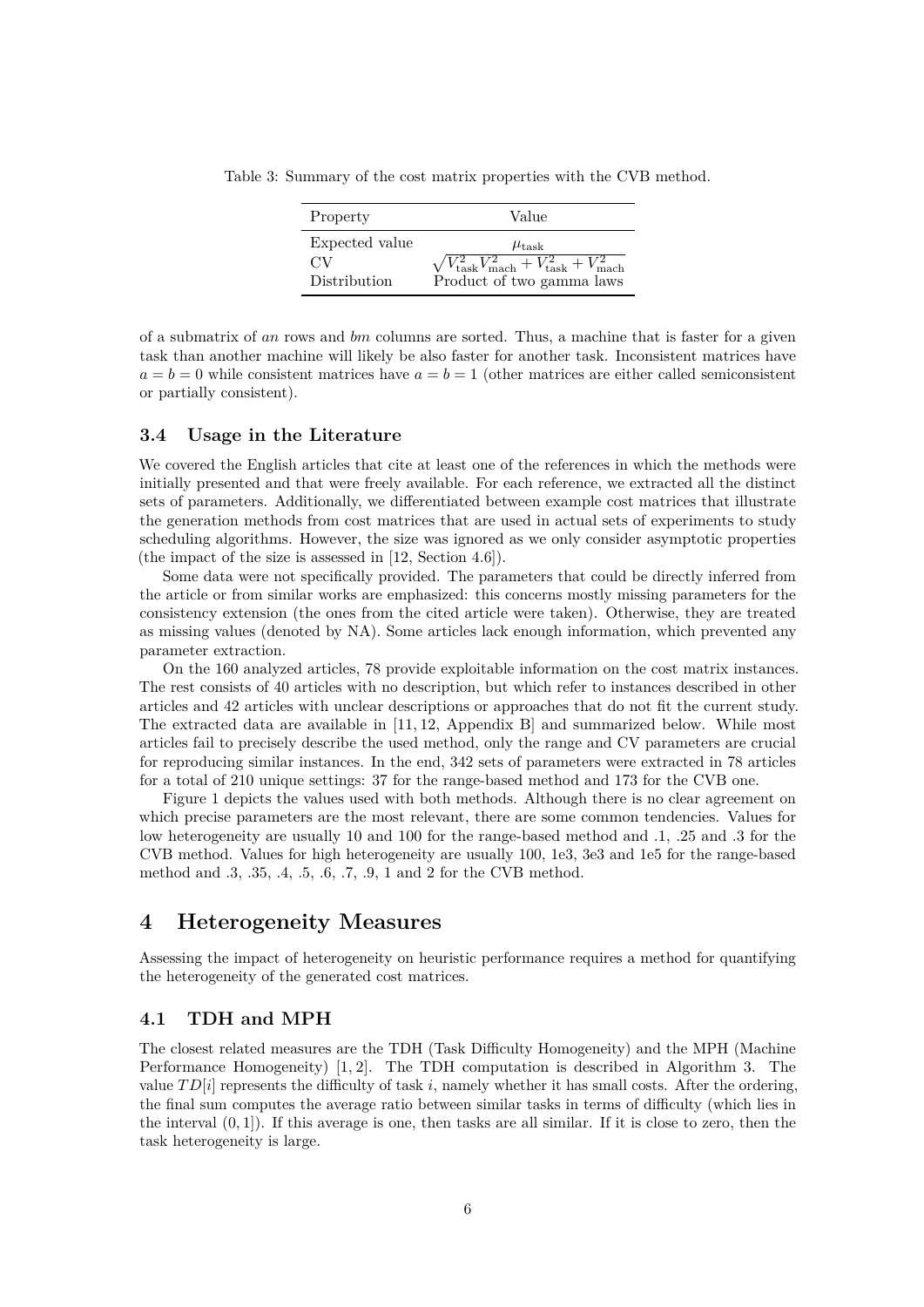Table 3: Summary of the cost matrix properties with the CVB method.

| Property | Value |
|---|---|
| Expected value | $\mu_{\text{task}}$ |
| CV | $\sqrt{V_{\text{task}}^2 V_{\text{mach}}^2 + V_{\text{task}}^2 + V_{\text{mach}}^2}$ |
| Distribution | Product of two gamma laws |

of a submatrix of $an$ rows and $bm$ columns are sorted. Thus, a machine that is faster for a given task than another machine will likely be also faster for another task. Inconsistent matrices have $a = b = 0$ while consistent matrices have $a = b = 1$ (other matrices are either called semiconsistent or partially consistent).

### 3.4 Usage in the Literature

We covered the English articles that cite at least one of the references in which the methods were initially presented and that were freely available. For each reference, we extracted all the distinct sets of parameters. Additionally, we differentiated between example cost matrices that illustrate the generation methods from cost matrices that are used in actual sets of experiments to study scheduling algorithms. However, the size was ignored as we only consider asymptotic properties (the impact of the size is assessed in [12, Section 4.6]).

Some data were not specifically provided. The parameters that could be directly inferred from the article or from similar works are emphasized: this concerns mostly missing parameters for the consistency extension (the ones from the cited article were taken). Otherwise, they are treated as missing values (denoted by NA). Some articles lack enough information, which prevented any parameter extraction.

On the 160 analyzed articles, 78 provide exploitable information on the cost matrix instances. The rest consists of 40 articles with no description, but which refer to instances described in other articles and 42 articles with unclear descriptions or approaches that do not fit the current study. The extracted data are available in [11, 12, Appendix B] and summarized below. While most articles fail to precisely describe the used method, only the range and CV parameters are crucial for reproducing similar instances. In the end, 342 sets of parameters were extracted in 78 articles for a total of 210 unique settings: 37 for the range-based method and 173 for the CVB one.

Figure 1 depicts the values used with both methods. Although there is no clear agreement on which precise parameters are the most relevant, there are some common tendencies. Values for low heterogeneity are usually 10 and 100 for the range-based method and .1, .25 and .3 for the CVB method. Values for high heterogeneity are usually 100, 1e3, 3e3 and 1e5 for the range-based method and .3, .35, .4, .5, .6, .7, .9, 1 and 2 for the CVB method.

## 4 Heterogeneity Measures

Assessing the impact of heterogeneity on heuristic performance requires a method for quantifying the heterogeneity of the generated cost matrices.

### 4.1 TDH and MPH

The closest related measures are the TDH (Task Difficulty Homogeneity) and the MPH (Machine Performance Homogeneity) [1, 2]. The TDH computation is described in Algorithm 3. The value $TD[i]$ represents the difficulty of task $i$, namely whether it has small costs. After the ordering, the final sum computes the average ratio between similar tasks in terms of difficulty (which lies in the interval $(0, 1]$). If this average is one, then tasks are all similar. If it is close to zero, then the task heterogeneity is large.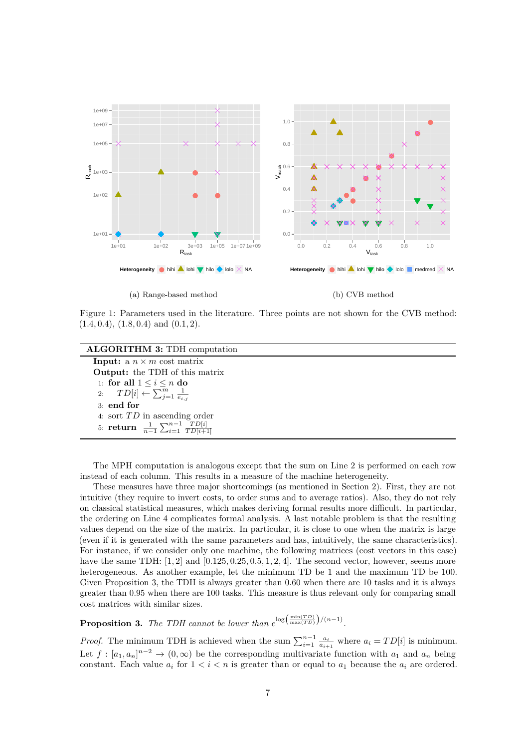(a) Range-based method

(b) CVB method

Figure 1: Parameters used in the literature. Three points are not shown for the CVB method: (1.4, 0.4), (1.8, 0.4) and (0.1, 2).

**ALGORITHM 3:** TDH computation

**Input:** a $n \times m$ cost matrix
**Output:** the TDH of this matrix

1: **for all** $1 \leq i \leq n$ **do**
2: $\quad TD[i] \leftarrow \sum_{j=1}^{m} \frac{1}{e_{i,j}}$
3: **end for**
4: sort $TD$ in ascending order
5: **return** $\frac{1}{n-1} \sum_{i=1}^{n-1} \frac{TD[i]}{TD[i+1]}$

The MPH computation is analogous except that the sum on Line 2 is performed on each row instead of each column. This results in a measure of the machine heterogeneity.

These measures have three major shortcomings (as mentioned in Section 2). First, they are not intuitive (they require to invert costs, to order sums and to average ratios). Also, they do not rely on classical statistical measures, which makes deriving formal results more difficult. In particular, the ordering on Line 4 complicates formal analysis. A last notable problem is that the resulting values depend on the size of the matrix. In particular, it is close to one when the matrix is large (even if it is generated with the same parameters and has, intuitively, the same characteristics). For instance, if we consider only one machine, the following matrices (cost vectors in this case) have the same TDH: $[1, 2]$ and $[0.125, 0.25, 0.5, 1, 2, 4]$. The second vector, however, seems more heterogeneous. As another example, let the minimum TD be 1 and the maximum TD be 100. Given Proposition 3, the TDH is always greater than 0.60 when there are 10 tasks and it is always greater than 0.95 when there are 100 tasks. This measure is thus relevant only for comparing small cost matrices with similar sizes.

**Proposition 3.** *The TDH cannot be lower than* $e^{\log\left(\frac{\min(TD)}{\max(TD)}\right)/(n-1)}$.

*Proof.* The minimum TDH is achieved when the sum $\sum_{i=1}^{n-1} \frac{a_i}{a_{i+1}}$ where $a_i = TD[i]$ is minimum. Let $f : [a_1, a_n]^{n-2} \to (0, \infty)$ be the corresponding multivariate function with $a_1$ and $a_n$ being constant. Each value $a_i$ for $1 < i < n$ is greater than or equal to $a_1$ because the $a_i$ are ordered.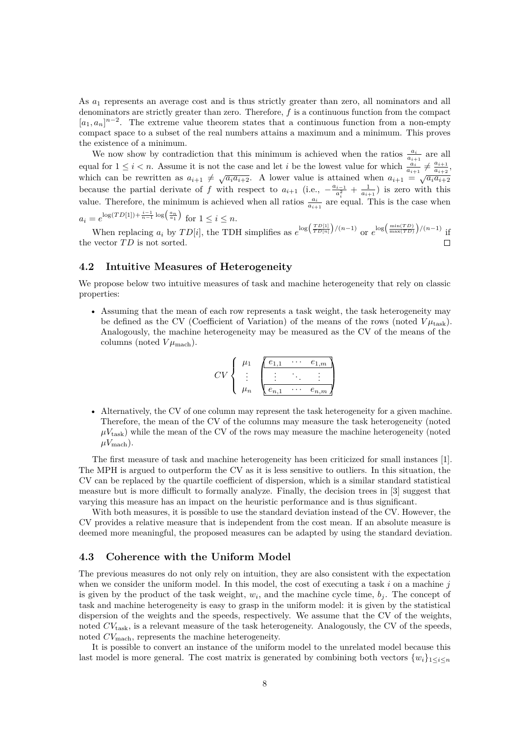As $a_1$ represents an average cost and is thus strictly greater than zero, all nominators and all denominators are strictly greater than zero. Therefore, $f$ is a continuous function from the compact $[a_1, a_n]^{n-2}$. The extreme value theorem states that a continuous function from a non-empty compact space to a subset of the real numbers attains a maximum and a minimum. This proves the existence of a minimum.

We now show by contradiction that this minimum is achieved when the ratios $\frac{a_i}{a_{i+1}}$ are all equal for $1 \leq i < n$. Assume it is not the case and let $i$ be the lowest value for which $\frac{a_i}{a_{i+1}} \neq \frac{a_{i+1}}{a_{i+2}}$, which can be rewritten as $a_{i+1} \neq \sqrt{a_i a_{i+2}}$. A lower value is attained when $a_{i+1} = \sqrt{a_i a_{i+2}}$ because the partial derivate of $f$ with respect to $a_{i+1}$ (i.e., $-\frac{a_{i-1}}{a_i^2} + \frac{1}{a_{i+1}}$) is zero with this value. Therefore, the minimum is achieved when all ratios $\frac{a_i}{a_{i+1}}$ are equal. This is the case when $a_i = e^{\log(TD[1]) + \frac{i-1}{n-1}\log\left(\frac{a_n}{a_1}\right)}$ for $1 \leq i \leq n$.

When replacing $a_i$ by $TD[i]$, the TDH simplifies as $e^{\log\left(\frac{TD[1]}{TD[n]}\right)/(n-1)}$ or $e^{\log\left(\frac{\min(TD)}{\max(TD)}\right)/(n-1)}$ if the vector $TD$ is not sorted. □

## 4.2 Intuitive Measures of Heterogeneity

We propose below two intuitive measures of task and machine heterogeneity that rely on classic properties:

- Assuming that the mean of each row represents a task weight, the task heterogeneity may be defined as the CV (Coefficient of Variation) of the means of the rows (noted $V\mu_{\text{task}}$). Analogously, the machine heterogeneity may be measured as the CV of the means of the columns (noted $V\mu_{\text{mach}}$).

$$CV \left\{ \begin{array}{c} \mu_1 \\ \vdots \\ \mu_n \end{array} \right. \begin{pmatrix} e_{1,1} & \cdots & e_{1,m} \\ \vdots & \ddots & \vdots \\ e_{n,1} & \cdots & e_{n,m} \end{pmatrix}$$

- Alternatively, the CV of one column may represent the task heterogeneity for a given machine. Therefore, the mean of the CV of the columns may measure the task heterogeneity (noted $\mu V_{\text{task}}$) while the mean of the CV of the rows may measure the machine heterogeneity (noted $\mu V_{\text{mach}}$).

The first measure of task and machine heterogeneity has been criticized for small instances [1]. The MPH is argued to outperform the CV as it is less sensitive to outliers. In this situation, the CV can be replaced by the quartile coefficient of dispersion, which is a similar standard statistical measure but is more difficult to formally analyze. Finally, the decision trees in [3] suggest that varying this measure has an impact on the heuristic performance and is thus significant.

With both measures, it is possible to use the standard deviation instead of the CV. However, the CV provides a relative measure that is independent from the cost mean. If an absolute measure is deemed more meaningful, the proposed measures can be adapted by using the standard deviation.

## 4.3 Coherence with the Uniform Model

The previous measures do not only rely on intuition, they are also consistent with the expectation when we consider the uniform model. In this model, the cost of executing a task $i$ on a machine $j$ is given by the product of the task weight, $w_i$, and the machine cycle time, $b_j$. The concept of task and machine heterogeneity is easy to grasp in the uniform model: it is given by the statistical dispersion of the weights and the speeds, respectively. We assume that the CV of the weights, noted $CV_{\text{task}}$, is a relevant measure of the task heterogeneity. Analogously, the CV of the speeds, noted $CV_{\text{mach}}$, represents the machine heterogeneity.

It is possible to convert an instance of the uniform model to the unrelated model because this last model is more general. The cost matrix is generated by combining both vectors $\{w_i\}_{1\leq i\leq n}$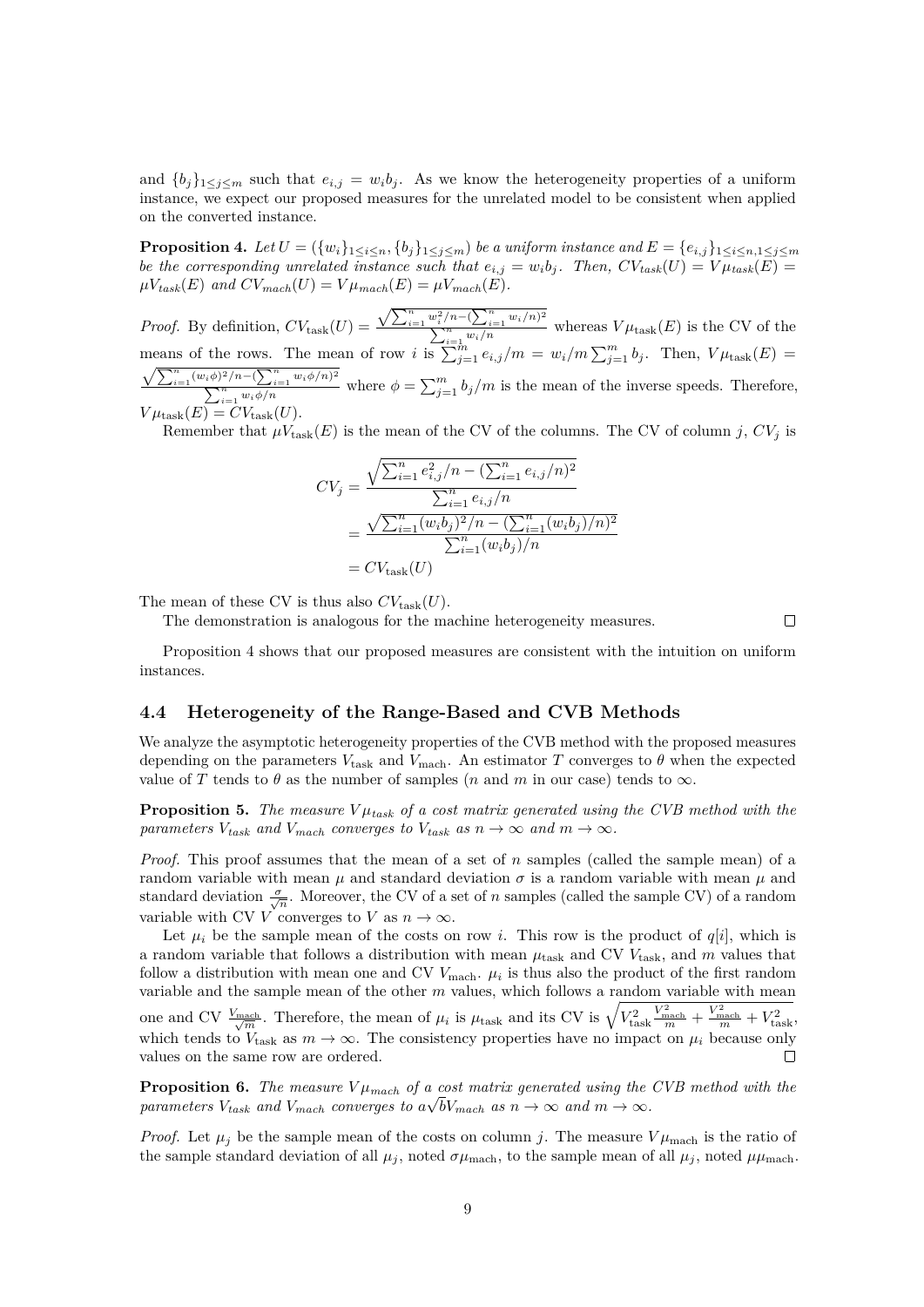and $\{b_j\}_{1\leq j\leq m}$ such that $e_{i,j} = w_i b_j$. As we know the heterogeneity properties of a uniform instance, we expect our proposed measures for the unrelated model to be consistent when applied on the converted instance.

**Proposition 4.** *Let $U = (\{w_i\}_{1\leq i\leq n}, \{b_j\}_{1\leq j\leq m})$ be a uniform instance and $E = \{e_{i,j}\}_{1\leq i\leq n, 1\leq j\leq m}$ be the corresponding unrelated instance such that $e_{i,j} = w_i b_j$. Then, $CV_{task}(U) = V\mu_{task}(E) = \mu V_{task}(E)$ and $CV_{mach}(U) = V\mu_{mach}(E) = \mu V_{mach}(E)$.*

*Proof.* By definition, $CV_{\text{task}}(U) = \frac{\sqrt{\sum_{i=1}^{n} w_i^2/n - (\sum_{i=1}^{n} w_i/n)^2}}{\sum_{i=1}^{n} w_i/n}$ whereas $V\mu_{\text{task}}(E)$ is the CV of the means of the rows. The mean of row $i$ is $\sum_{j=1}^{m} e_{i,j}/m = w_i/m \sum_{j=1}^{m} b_j$. Then, $V\mu_{\text{task}}(E) = \frac{\sqrt{\sum_{i=1}^{n}(w_i\phi)^2/n - (\sum_{i=1}^{n} w_i\phi/n)^2}}{\sum_{i=1}^{n} w_i\phi/n}$ where $\phi = \sum_{j=1}^{m} b_j/m$ is the mean of the inverse speeds. Therefore, $V\mu_{\text{task}}(E) = CV_{\text{task}}(U)$.

Remember that $\mu V_{\text{task}}(E)$ is the mean of the CV of the columns. The CV of column $j$, $CV_j$ is

$$
\begin{aligned}
CV_j &= \frac{\sqrt{\sum_{i=1}^{n} e_{i,j}^2/n - (\sum_{i=1}^{n} e_{i,j}/n)^2}}{\sum_{i=1}^{n} e_{i,j}/n} \\
&= \frac{\sqrt{\sum_{i=1}^{n}(w_i b_j)^2/n - (\sum_{i=1}^{n}(w_i b_j)/n)^2}}{\sum_{i=1}^{n}(w_i b_j)/n} \\
&= CV_{\text{task}}(U)
\end{aligned}
$$

The mean of these CV is thus also $CV_{\text{task}}(U)$.

The demonstration is analogous for the machine heterogeneity measures. $\square$

Proposition 4 shows that our proposed measures are consistent with the intuition on uniform instances.

## 4.4 Heterogeneity of the Range-Based and CVB Methods

We analyze the asymptotic heterogeneity properties of the CVB method with the proposed measures depending on the parameters $V_{\text{task}}$ and $V_{\text{mach}}$. An estimator $T$ converges to $\theta$ when the expected value of $T$ tends to $\theta$ as the number of samples ($n$ and $m$ in our case) tends to $\infty$.

**Proposition 5.** *The measure $V\mu_{task}$ of a cost matrix generated using the CVB method with the parameters $V_{task}$ and $V_{mach}$ converges to $V_{task}$ as $n \to \infty$ and $m \to \infty$.*

*Proof.* This proof assumes that the mean of a set of $n$ samples (called the sample mean) of a random variable with mean $\mu$ and standard deviation $\sigma$ is a random variable with mean $\mu$ and standard deviation $\frac{\sigma}{\sqrt{n}}$. Moreover, the CV of a set of $n$ samples (called the sample CV) of a random variable with CV $V$ converges to $V$ as $n \to \infty$.

Let $\mu_i$ be the sample mean of the costs on row $i$. This row is the product of $q[i]$, which is a random variable that follows a distribution with mean $\mu_{\text{task}}$ and CV $V_{\text{task}}$, and $m$ values that follow a distribution with mean one and CV $V_{\text{mach}}$. $\mu_i$ is thus also the product of the first random variable and the sample mean of the other $m$ values, which follows a random variable with mean one and CV $\frac{V_{\text{mach}}}{\sqrt{m}}$. Therefore, the mean of $\mu_i$ is $\mu_{\text{task}}$ and its CV is $\sqrt{V_{\text{task}}^2 \frac{V_{\text{mach}}^2}{m} + \frac{V_{\text{mach}}^2}{m} + V_{\text{task}}^2}$, which tends to $V_{\text{task}}$ as $m \to \infty$. The consistency properties have no impact on $\mu_i$ because only values on the same row are ordered. $\square$

**Proposition 6.** *The measure $V\mu_{mach}$ of a cost matrix generated using the CVB method with the parameters $V_{task}$ and $V_{mach}$ converges to $a\sqrt{b}V_{mach}$ as $n \to \infty$ and $m \to \infty$.*

*Proof.* Let $\mu_j$ be the sample mean of the costs on column $j$. The measure $V\mu_{\text{mach}}$ is the ratio of the sample standard deviation of all $\mu_j$, noted $\sigma\mu_{\text{mach}}$, to the sample mean of all $\mu_j$, noted $\mu\mu_{\text{mach}}$.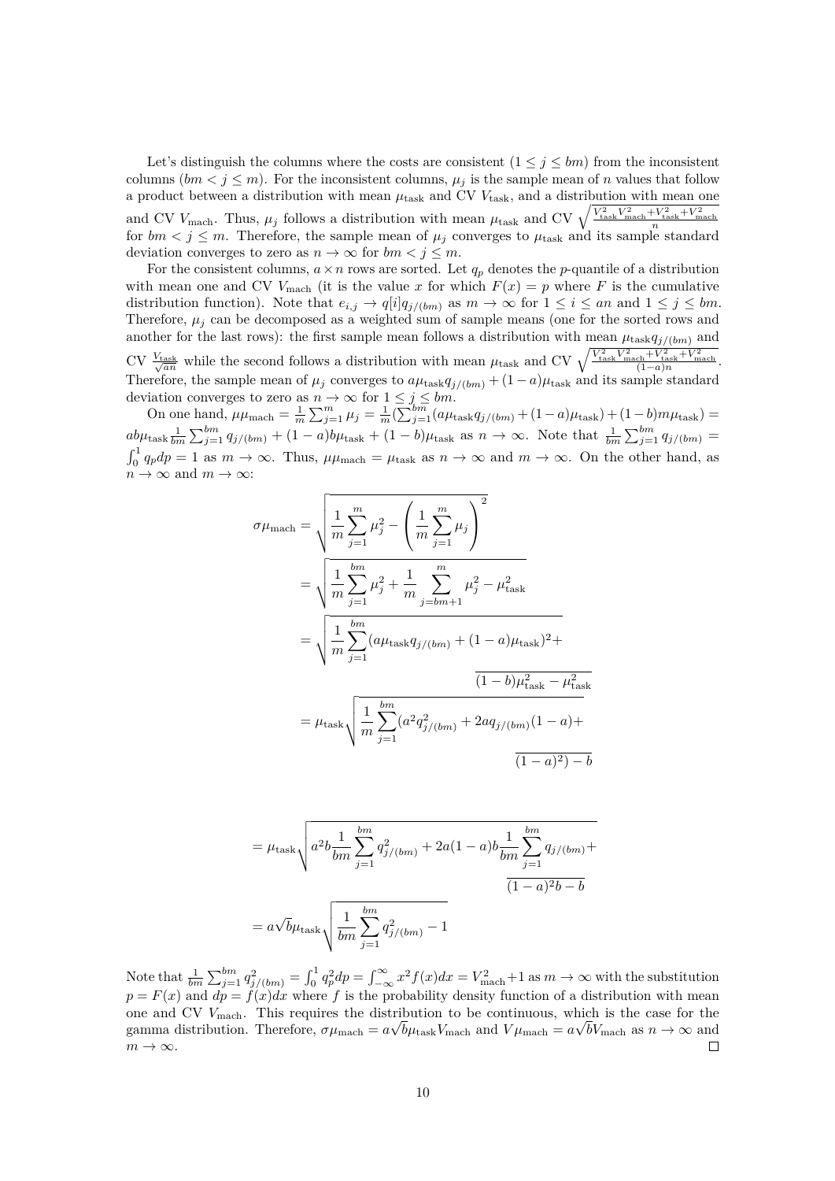Let's distinguish the columns where the costs are consistent ($1 \leq j \leq bm$) from the inconsistent columns ($bm < j \leq m$). For the inconsistent columns, $\mu_j$ is the sample mean of $n$ values that follow a product between a distribution with mean $\mu_{\text{task}}$ and CV $V_{\text{task}}$, and a distribution with mean one and CV $V_{\text{mach}}$. Thus, $\mu_j$ follows a distribution with mean $\mu_{\text{task}}$ and CV $\sqrt{\frac{V_{\text{task}}^2 V_{\text{mach}}^2 + V_{\text{task}}^2 + V_{\text{mach}}^2}{n}}$ for $bm < j \leq m$. Therefore, the sample mean of $\mu_j$ converges to $\mu_{\text{task}}$ and its sample standard deviation converges to zero as $n \to \infty$ for $bm < j \leq m$.

For the consistent columns, $a \times n$ rows are sorted. Let $q_p$ denotes the $p$-quantile of a distribution with mean one and CV $V_{\text{mach}}$ (it is the value $x$ for which $F(x) = p$ where $F$ is the cumulative distribution function). Note that $e_{i,j} \to q[i]q_{j/(bm)}$ as $m \to \infty$ for $1 \leq i \leq an$ and $1 \leq j \leq bm$. Therefore, $\mu_j$ can be decomposed as a weighted sum of sample means (one for the sorted rows and another for the last rows): the first sample mean follows a distribution with mean $\mu_{\text{task}} q_{j/(bm)}$ and CV $\frac{V_{\text{task}}}{\sqrt{an}}$ while the second follows a distribution with mean $\mu_{\text{task}}$ and CV $\sqrt{\frac{V_{\text{task}}^2 V_{\text{mach}}^2 + V_{\text{task}}^2 + V_{\text{mach}}^2}{(1-a)n}}$. Therefore, the sample mean of $\mu_j$ converges to $a\mu_{\text{task}} q_{j/(bm)} + (1-a)\mu_{\text{task}}$ and its sample standard deviation converges to zero as $n \to \infty$ for $1 \leq j \leq bm$.

On one hand, $\mu\mu_{\text{mach}} = \frac{1}{m}\sum_{j=1}^{m} \mu_j = \frac{1}{m}(\sum_{j=1}^{bm}(a\mu_{\text{task}} q_{j/(bm)} + (1-a)\mu_{\text{task}}) + (1-b)m\mu_{\text{task}}) = ab\mu_{\text{task}} \frac{1}{bm}\sum_{j=1}^{bm} q_{j/(bm)} + (1-a)b\mu_{\text{task}} + (1-b)\mu_{\text{task}}$ as $n \to \infty$. Note that $\frac{1}{bm}\sum_{j=1}^{bm} q_{j/(bm)} = \int_0^1 q_p dp = 1$ as $m \to \infty$. Thus, $\mu\mu_{\text{mach}} = \mu_{\text{task}}$ as $n \to \infty$ and $m \to \infty$. On the other hand, as $n \to \infty$ and $m \to \infty$:

$$
\begin{aligned}
\sigma\mu_{\text{mach}} &= \sqrt{\frac{1}{m}\sum_{j=1}^{m}\mu_j^2 - \left(\frac{1}{m}\sum_{j=1}^{m}\mu_j\right)^2} \\
&= \sqrt{\frac{1}{m}\sum_{j=1}^{bm}\mu_j^2 + \frac{1}{m}\sum_{j=bm+1}^{m}\mu_j^2 - \mu_{\text{task}}^2} \\
&= \sqrt{\frac{1}{m}\sum_{j=1}^{bm}(a\mu_{\text{task}} q_{j/(bm)} + (1-a)\mu_{\text{task}})^2 + (1-b)\mu_{\text{task}}^2 - \mu_{\text{task}}^2} \\
&= \mu_{\text{task}}\sqrt{\frac{1}{m}\sum_{j=1}^{bm}(a^2 q_{j/(bm)}^2 + 2aq_{j/(bm)}(1-a) + (1-a)^2) - b} \\
&= \mu_{\text{task}}\sqrt{a^2 b\frac{1}{bm}\sum_{j=1}^{bm} q_{j/(bm)}^2 + 2a(1-a)b\frac{1}{bm}\sum_{j=1}^{bm} q_{j/(bm)} + (1-a)^2 b - b} \\
&= a\sqrt{b}\mu_{\text{task}}\sqrt{\frac{1}{bm}\sum_{j=1}^{bm} q_{j/(bm)}^2 - 1}
\end{aligned}
$$

Note that $\frac{1}{bm}\sum_{j=1}^{bm} q_{j/(bm)}^2 = \int_0^1 q_p^2 dp = \int_{-\infty}^{\infty} x^2 f(x)dx = V_{\text{mach}}^2 + 1$ as $m \to \infty$ with the substitution $p = F(x)$ and $dp = f(x)dx$ where $f$ is the probability density function of a distribution with mean one and CV $V_{\text{mach}}$. This requires the distribution to be continuous, which is the case for the gamma distribution. Therefore, $\sigma\mu_{\text{mach}} = a\sqrt{b}\mu_{\text{task}} V_{\text{mach}}$ and $V\mu_{\text{mach}} = a\sqrt{b}V_{\text{mach}}$ as $n \to \infty$ and $m \to \infty$. □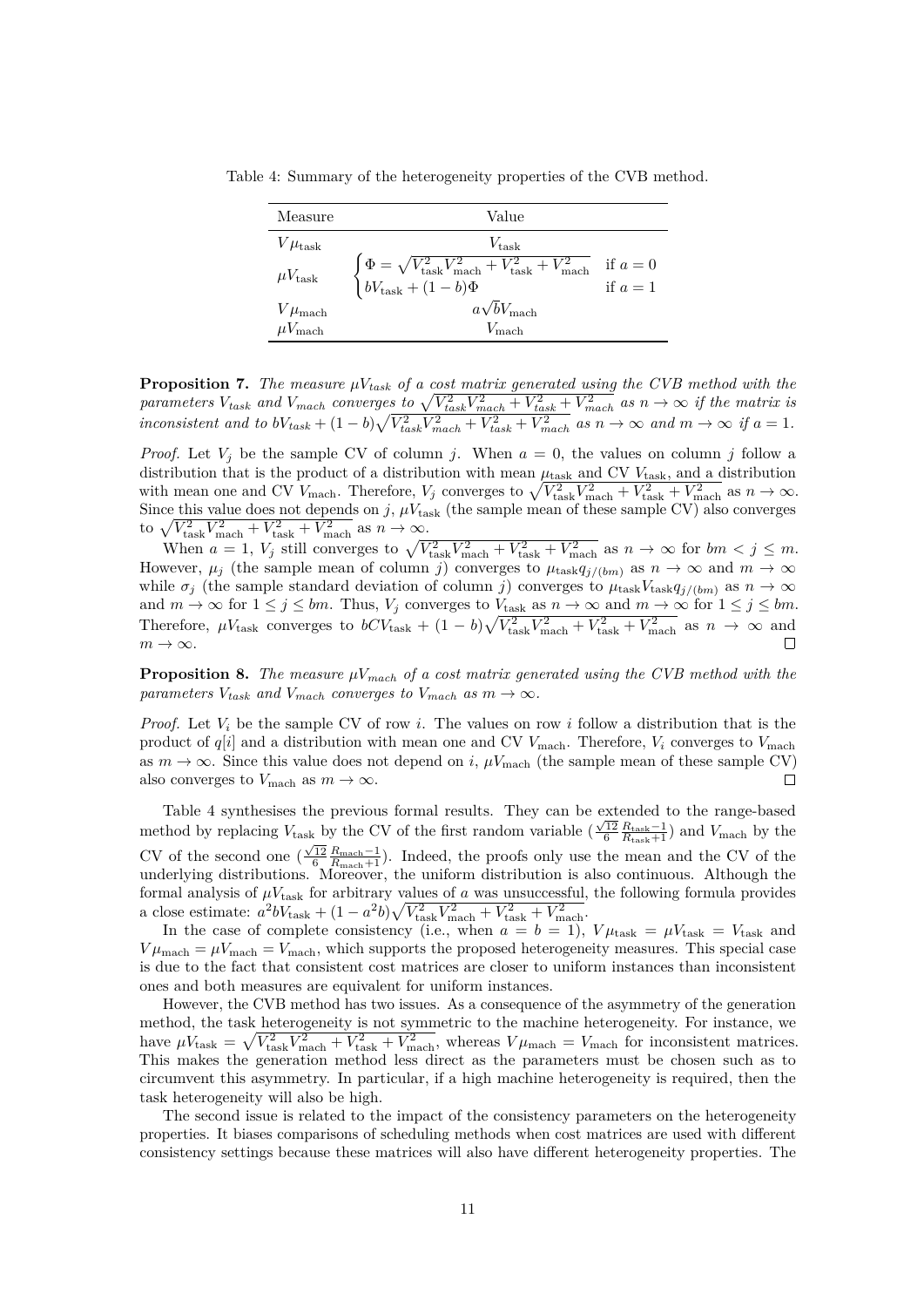Table 4: Summary of the heterogeneity properties of the CVB method.

| Measure | Value |
|---|---|
| $V\mu_{\text{task}}$ | $V_{\text{task}}$ |
| $\mu V_{\text{task}}$ | $\begin{cases} \Phi = \sqrt{V_{\text{task}}^2 V_{\text{mach}}^2 + V_{\text{task}}^2 + V_{\text{mach}}^2} & \text{if } a = 0 \\ bV_{\text{task}} + (1-b)\Phi & \text{if } a = 1 \end{cases}$ |
| $V\mu_{\text{mach}}$ | $a\sqrt{b}V_{\text{mach}}$ |
| $\mu V_{\text{mach}}$ | $V_{\text{mach}}$ |

**Proposition 7.** *The measure $\mu V_{task}$ of a cost matrix generated using the CVB method with the parameters $V_{task}$ and $V_{mach}$ converges to $\sqrt{V_{task}^2 V_{mach}^2 + V_{task}^2 + V_{mach}^2}$ as $n \to \infty$ if the matrix is inconsistent and to $bV_{task} + (1-b)\sqrt{V_{task}^2 V_{mach}^2 + V_{task}^2 + V_{mach}^2}$ as $n \to \infty$ and $m \to \infty$ if $a = 1$.*

*Proof.* Let $V_j$ be the sample CV of column $j$. When $a = 0$, the values on column $j$ follow a distribution that is the product of a distribution with mean $\mu_{\text{task}}$ and CV $V_{\text{task}}$, and a distribution with mean one and CV $V_{\text{mach}}$. Therefore, $V_j$ converges to $\sqrt{V_{\text{task}}^2 V_{\text{mach}}^2 + V_{\text{task}}^2 + V_{\text{mach}}^2}$ as $n \to \infty$. Since this value does not depends on $j$, $\mu V_{\text{task}}$ (the sample mean of these sample CV) also converges to $\sqrt{V_{\text{task}}^2 V_{\text{mach}}^2 + V_{\text{task}}^2 + V_{\text{mach}}^2}$ as $n \to \infty$.

When $a = 1$, $V_j$ still converges to $\sqrt{V_{\text{task}}^2 V_{\text{mach}}^2 + V_{\text{task}}^2 + V_{\text{mach}}^2}$ as $n \to \infty$ for $bm < j \leq m$. However, $\mu_j$ (the sample mean of column $j$) converges to $\mu_{\text{task}} q_{j/(bm)}$ as $n \to \infty$ and $m \to \infty$ while $\sigma_j$ (the sample standard deviation of column $j$) converges to $\mu_{\text{task}} V_{\text{task}} q_{j/(bm)}$ as $n \to \infty$ and $m \to \infty$ for $1 \leq j \leq bm$. Thus, $V_j$ converges to $V_{\text{task}}$ as $n \to \infty$ and $m \to \infty$ for $1 \leq j \leq bm$. Therefore, $\mu V_{\text{task}}$ converges to $bCV_{\text{task}} + (1-b)\sqrt{V_{\text{task}}^2 V_{\text{mach}}^2 + V_{\text{task}}^2 + V_{\text{mach}}^2}$ as $n \to \infty$ and $m \to \infty$. ☐

**Proposition 8.** *The measure $\mu V_{mach}$ of a cost matrix generated using the CVB method with the parameters $V_{task}$ and $V_{mach}$ converges to $V_{mach}$ as $m \to \infty$.*

*Proof.* Let $V_i$ be the sample CV of row $i$. The values on row $i$ follow a distribution that is the product of $q[i]$ and a distribution with mean one and CV $V_{\text{mach}}$. Therefore, $V_i$ converges to $V_{\text{mach}}$ as $m \to \infty$. Since this value does not depend on $i$, $\mu V_{\text{mach}}$ (the sample mean of these sample CV) also converges to $V_{\text{mach}}$ as $m \to \infty$. ☐

Table 4 synthesises the previous formal results. They can be extended to the range-based method by replacing $V_{\text{task}}$ by the CV of the first random variable ($\frac{\sqrt{12}}{6}\frac{R_{\text{task}}-1}{R_{\text{task}}+1}$) and $V_{\text{mach}}$ by the CV of the second one ($\frac{\sqrt{12}}{6}\frac{R_{\text{mach}}-1}{R_{\text{mach}}+1}$). Indeed, the proofs only use the mean and the CV of the underlying distributions. Moreover, the uniform distribution is also continuous. Although the formal analysis of $\mu V_{\text{task}}$ for arbitrary values of $a$ was unsuccessful, the following formula provides a close estimate: $a^2 bV_{\text{task}} + (1 - a^2 b)\sqrt{V_{\text{task}}^2 V_{\text{mach}}^2 + V_{\text{task}}^2 + V_{\text{mach}}^2}$.

In the case of complete consistency (i.e., when $a = b = 1$), $V\mu_{\text{task}} = \mu V_{\text{task}} = V_{\text{task}}$ and $V\mu_{\text{mach}} = \mu V_{\text{mach}} = V_{\text{mach}}$, which supports the proposed heterogeneity measures. This special case is due to the fact that consistent cost matrices are closer to uniform instances than inconsistent ones and both measures are equivalent for uniform instances.

However, the CVB method has two issues. As a consequence of the asymmetry of the generation method, the task heterogeneity is not symmetric to the machine heterogeneity. For instance, we have $\mu V_{\text{task}} = \sqrt{V_{\text{task}}^2 V_{\text{mach}}^2 + V_{\text{task}}^2 + V_{\text{mach}}^2}$, whereas $V\mu_{\text{mach}} = V_{\text{mach}}$ for inconsistent matrices. This makes the generation method less direct as the parameters must be chosen such as to circumvent this asymmetry. In particular, if a high machine heterogeneity is required, then the task heterogeneity will also be high.

The second issue is related to the impact of the consistency parameters on the heterogeneity properties. It biases comparisons of scheduling methods when cost matrices are used with different consistency settings because these matrices will also have different heterogeneity properties. The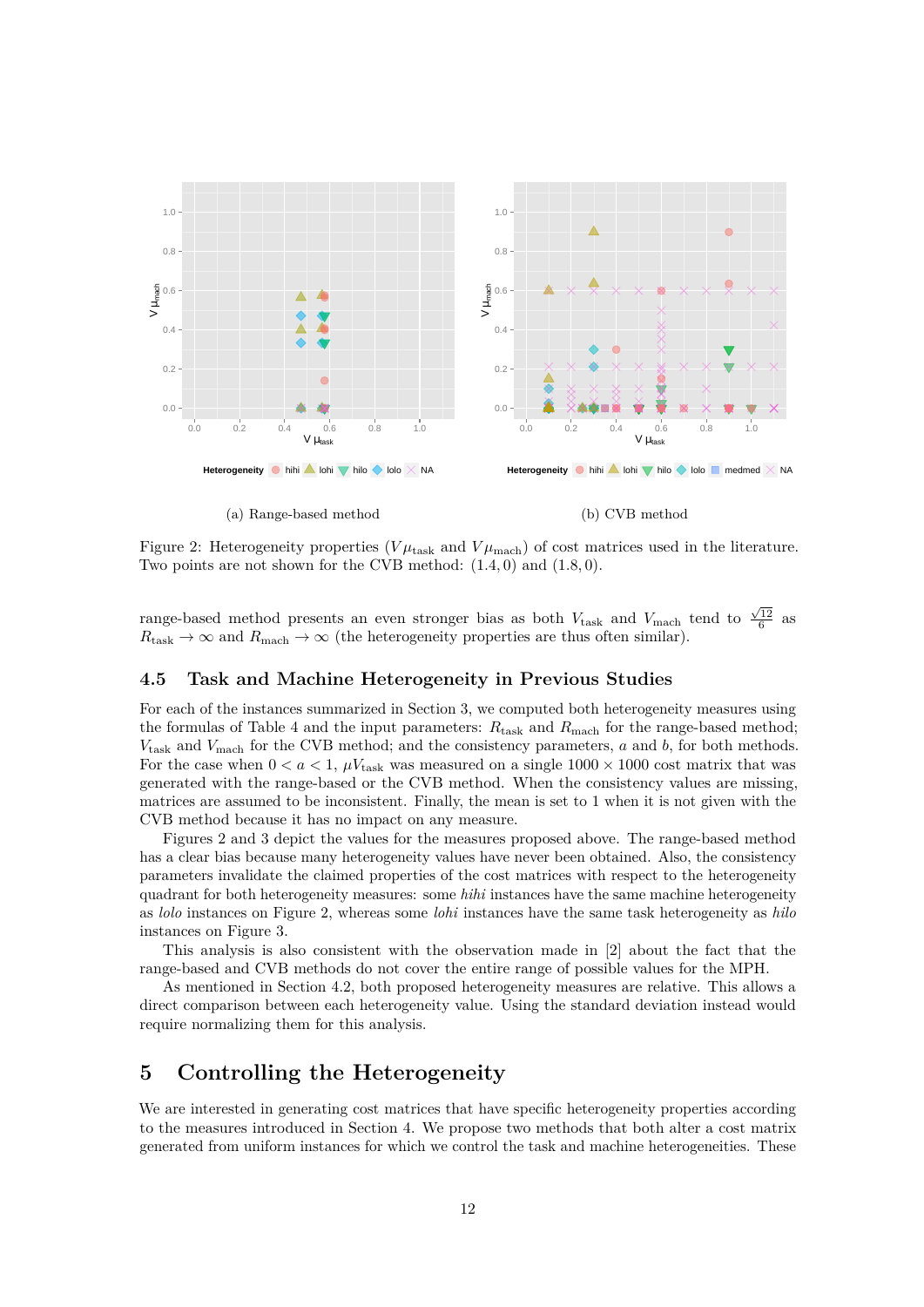(a) Range-based method

(b) CVB method

Figure 2: Heterogeneity properties ($V\mu_{\text{task}}$ and $V\mu_{\text{mach}}$) of cost matrices used in the literature. Two points are not shown for the CVB method: $(1.4, 0)$ and $(1.8, 0)$.

range-based method presents an even stronger bias as both $V_{\text{task}}$ and $V_{\text{mach}}$ tend to $\frac{\sqrt{12}}{6}$ as $R_{\text{task}} \to \infty$ and $R_{\text{mach}} \to \infty$ (the heterogeneity properties are thus often similar).

### 4.5 Task and Machine Heterogeneity in Previous Studies

For each of the instances summarized in Section 3, we computed both heterogeneity measures using the formulas of Table 4 and the input parameters: $R_{\text{task}}$ and $R_{\text{mach}}$ for the range-based method; $V_{\text{task}}$ and $V_{\text{mach}}$ for the CVB method; and the consistency parameters, $a$ and $b$, for both methods. For the case when $0 < a < 1$, $\mu V_{\text{task}}$ was measured on a single $1000 \times 1000$ cost matrix that was generated with the range-based or the CVB method. When the consistency values are missing, matrices are assumed to be inconsistent. Finally, the mean is set to 1 when it is not given with the CVB method because it has no impact on any measure.

Figures 2 and 3 depict the values for the measures proposed above. The range-based method has a clear bias because many heterogeneity values have never been obtained. Also, the consistency parameters invalidate the claimed properties of the cost matrices with respect to the heterogeneity quadrant for both heterogeneity measures: some *hihi* instances have the same machine heterogeneity as *lolo* instances on Figure 2, whereas some *lohi* instances have the same task heterogeneity as *hilo* instances on Figure 3.

This analysis is also consistent with the observation made in [2] about the fact that the range-based and CVB methods do not cover the entire range of possible values for the MPH.

As mentioned in Section 4.2, both proposed heterogeneity measures are relative. This allows a direct comparison between each heterogeneity value. Using the standard deviation instead would require normalizing them for this analysis.

## 5 Controlling the Heterogeneity

We are interested in generating cost matrices that have specific heterogeneity properties according to the measures introduced in Section 4. We propose two methods that both alter a cost matrix generated from uniform instances for which we control the task and machine heterogeneities. These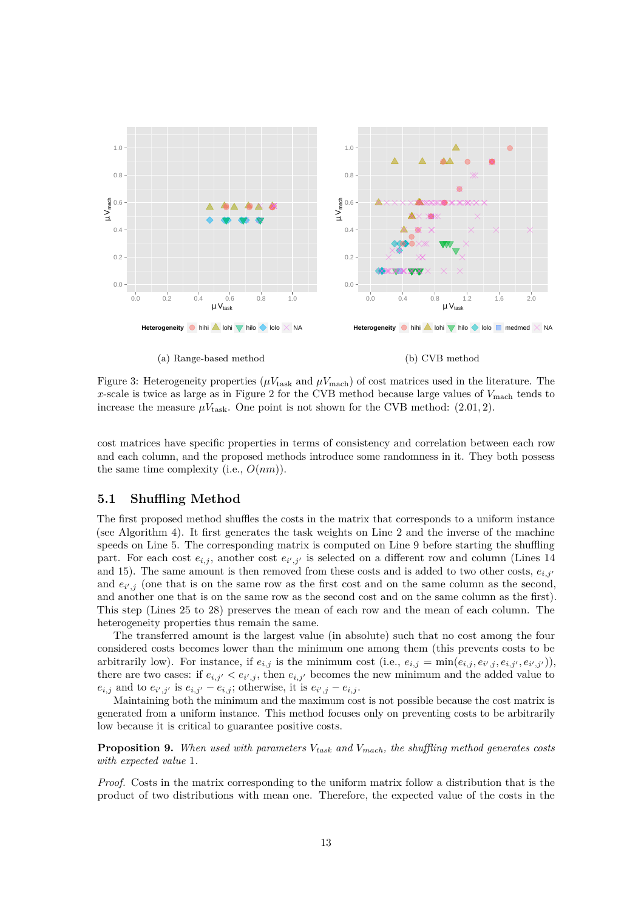(a) Range-based method

(b) CVB method

Figure 3: Heterogeneity properties ($\mu V_{\text{task}}$ and $\mu V_{\text{mach}}$) of cost matrices used in the literature. The $x$-scale is twice as large as in Figure 2 for the CVB method because large values of $V_{\text{mach}}$ tends to increase the measure $\mu V_{\text{task}}$. One point is not shown for the CVB method: $(2.01, 2)$.

cost matrices have specific properties in terms of consistency and correlation between each row and each column, and the proposed methods introduce some randomness in it. They both possess the same time complexity (i.e., $O(nm)$).

## 5.1 Shuffling Method

The first proposed method shuffles the costs in the matrix that corresponds to a uniform instance (see Algorithm 4). It first generates the task weights on Line 2 and the inverse of the machine speeds on Line 5. The corresponding matrix is computed on Line 9 before starting the shuffling part. For each cost $e_{i,j}$, another cost $e_{i',j'}$ is selected on a different row and column (Lines 14 and 15). The same amount is then removed from these costs and is added to two other costs, $e_{i,j'}$ and $e_{i',j}$ (one that is on the same row as the first cost and on the same column as the second, and another one that is on the same row as the second cost and on the same column as the first). This step (Lines 25 to 28) preserves the mean of each row and the mean of each column. The heterogeneity properties thus remain the same.

The transferred amount is the largest value (in absolute) such that no cost among the four considered costs becomes lower than the minimum one among them (this prevents costs to be arbitrarily low). For instance, if $e_{i,j}$ is the minimum cost (i.e., $e_{i,j} = \min(e_{i,j}, e_{i',j}, e_{i,j'}, e_{i',j'})$), there are two cases: if $e_{i,j'} < e_{i',j}$, then $e_{i,j'}$ becomes the new minimum and the added value to $e_{i,j}$ and to $e_{i',j'}$ is $e_{i,j'} - e_{i,j}$; otherwise, it is $e_{i',j} - e_{i,j}$.

Maintaining both the minimum and the maximum cost is not possible because the cost matrix is generated from a uniform instance. This method focuses only on preventing costs to be arbitrarily low because it is critical to guarantee positive costs.

**Proposition 9.** *When used with parameters $V_{task}$ and $V_{mach}$, the shuffling method generates costs with expected value* 1.

*Proof.* Costs in the matrix corresponding to the uniform matrix follow a distribution that is the product of two distributions with mean one. Therefore, the expected value of the costs in the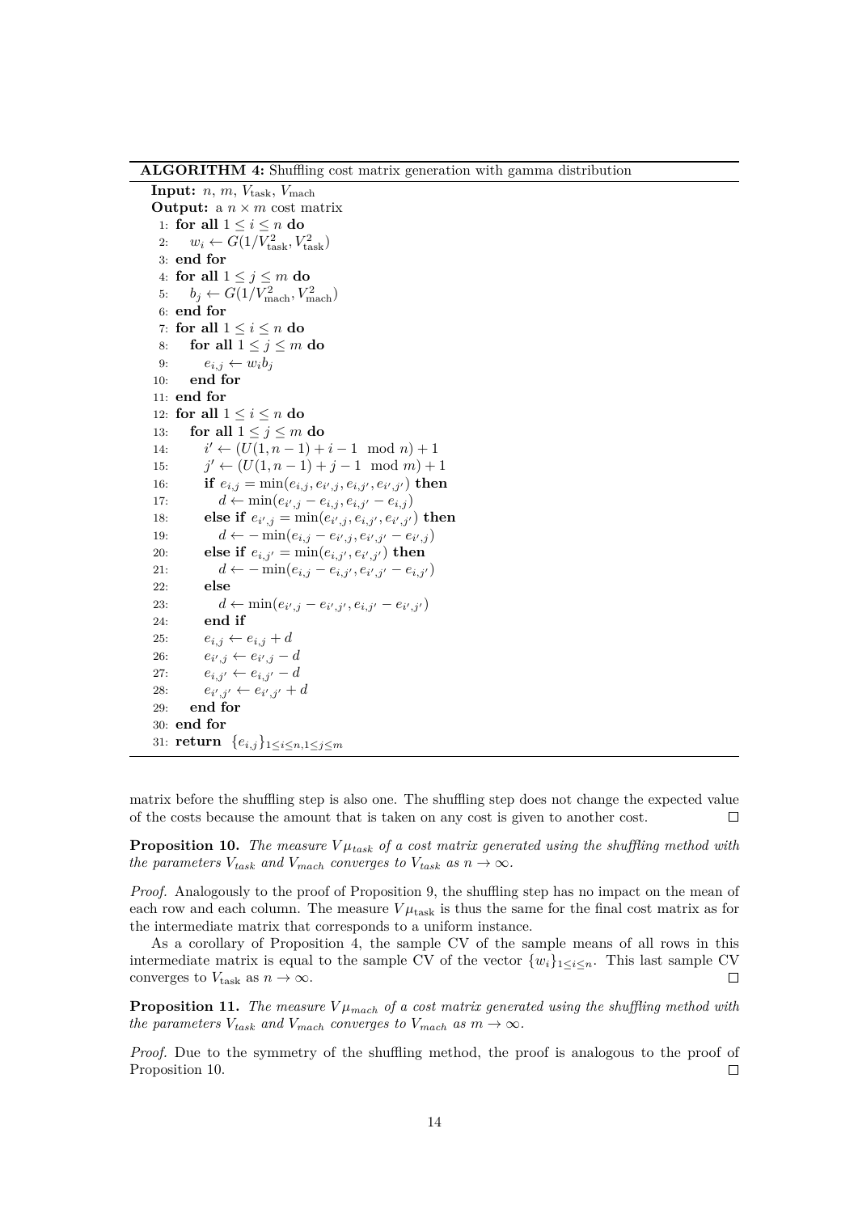**ALGORITHM 4:** Shuffling cost matrix generation with gamma distribution

```
Input: n, m, V_task, V_mach
Output: a n × m cost matrix
 1: for all 1 ≤ i ≤ n do
 2:    w_i ← G(1/V_task^2, V_task^2)
 3: end for
 4: for all 1 ≤ j ≤ m do
 5:    b_j ← G(1/V_mach^2, V_mach^2)
 6: end for
 7: for all 1 ≤ i ≤ n do
 8:    for all 1 ≤ j ≤ m do
 9:       e_{i,j} ← w_i b_j
10:    end for
11: end for
12: for all 1 ≤ i ≤ n do
13:    for all 1 ≤ j ≤ m do
14:       i' ← (U(1, n−1) + i − 1 mod n) + 1
15:       j' ← (U(1, n−1) + j − 1 mod m) + 1
16:       if e_{i,j} = min(e_{i,j}, e_{i',j}, e_{i,j'}, e_{i',j'}) then
17:          d ← min(e_{i',j} − e_{i,j}, e_{i,j'} − e_{i,j})
18:       else if e_{i',j} = min(e_{i',j}, e_{i,j'}, e_{i',j'}) then
19:          d ← −min(e_{i,j} − e_{i',j}, e_{i',j'} − e_{i',j})
20:       else if e_{i,j'} = min(e_{i,j'}, e_{i',j'}) then
21:          d ← −min(e_{i,j} − e_{i,j'}, e_{i',j'} − e_{i,j'})
22:       else
23:          d ← min(e_{i',j} − e_{i',j'}, e_{i,j'} − e_{i',j'})
24:       end if
25:       e_{i,j} ← e_{i,j} + d
26:       e_{i',j} ← e_{i',j} − d
27:       e_{i,j'} ← e_{i,j'} − d
28:       e_{i',j'} ← e_{i',j'} + d
29:    end for
30: end for
31: return {e_{i,j}}_{1≤i≤n,1≤j≤m}
```

matrix before the shuffling step is also one. The shuffling step does not change the expected value of the costs because the amount that is taken on any cost is given to another cost. ☐

**Proposition 10.** *The measure $V\mu_{task}$ of a cost matrix generated using the shuffling method with the parameters $V_{task}$ and $V_{mach}$ converges to $V_{task}$ as $n \to \infty$.*

*Proof.* Analogously to the proof of Proposition 9, the shuffling step has no impact on the mean of each row and each column. The measure $V\mu_{\text{task}}$ is thus the same for the final cost matrix as for the intermediate matrix that corresponds to a uniform instance.

As a corollary of Proposition 4, the sample CV of the sample means of all rows in this intermediate matrix is equal to the sample CV of the vector $\{w_i\}_{1\leq i\leq n}$. This last sample CV converges to $V_{\text{task}}$ as $n \to \infty$. ☐

**Proposition 11.** *The measure $V\mu_{mach}$ of a cost matrix generated using the shuffling method with the parameters $V_{task}$ and $V_{mach}$ converges to $V_{mach}$ as $m \to \infty$.*

*Proof.* Due to the symmetry of the shuffling method, the proof is analogous to the proof of Proposition 10. ☐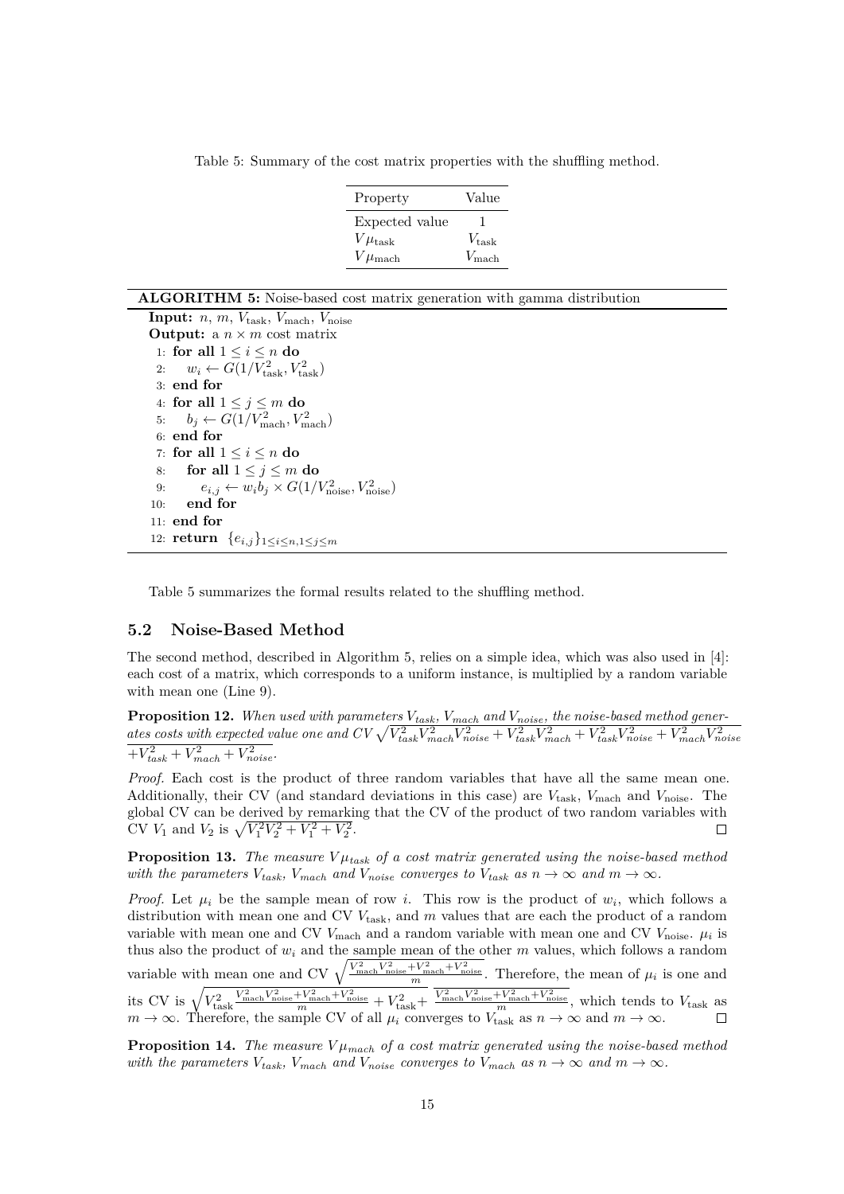Table 5: Summary of the cost matrix properties with the shuffling method.

| Property | Value |
|---|---|
| Expected value | 1 |
| $V\mu_{\text{task}}$ | $V_{\text{task}}$ |
| $V\mu_{\text{mach}}$ | $V_{\text{mach}}$ |

**ALGORITHM 5:** Noise-based cost matrix generation with gamma distribution

**Input:** $n$, $m$, $V_{\text{task}}$, $V_{\text{mach}}$, $V_{\text{noise}}$
**Output:** a $n \times m$ cost matrix

```
1: for all 1 ≤ i ≤ n do
2:     w_i ← G(1/V_task^2, V_task^2)
3: end for
4: for all 1 ≤ j ≤ m do
5:     b_j ← G(1/V_mach^2, V_mach^2)
6: end for
7: for all 1 ≤ i ≤ n do
8:     for all 1 ≤ j ≤ m do
9:         e_{i,j} ← w_i b_j × G(1/V_noise^2, V_noise^2)
10:    end for
11: end for
12: return {e_{i,j}}_{1≤i≤n,1≤j≤m}
```

Table 5 summarizes the formal results related to the shuffling method.

## 5.2 Noise-Based Method

The second method, described in Algorithm 5, relies on a simple idea, which was also used in [4]: each cost of a matrix, which corresponds to a uniform instance, is multiplied by a random variable with mean one (Line 9).

**Proposition 12.** *When used with parameters $V_{task}$, $V_{mach}$ and $V_{noise}$, the noise-based method generates costs with expected value one and CV* $\sqrt{V_{task}^2 V_{mach}^2 V_{noise}^2 + V_{task}^2 V_{mach}^2 + V_{task}^2 V_{noise}^2 + V_{mach}^2 V_{noise}^2 + V_{task}^2 + V_{mach}^2 + V_{noise}^2}$.

*Proof.* Each cost is the product of three random variables that have all the same mean one. Additionally, their CV (and standard deviations in this case) are $V_{\text{task}}$, $V_{\text{mach}}$ and $V_{\text{noise}}$. The global CV can be derived by remarking that the CV of the product of two random variables with CV $V_1$ and $V_2$ is $\sqrt{V_1^2 V_2^2 + V_1^2 + V_2^2}$. □

**Proposition 13.** *The measure $V\mu_{task}$ of a cost matrix generated using the noise-based method with the parameters $V_{task}$, $V_{mach}$ and $V_{noise}$ converges to $V_{task}$ as $n \to \infty$ and $m \to \infty$.*

*Proof.* Let $\mu_i$ be the sample mean of row $i$. This row is the product of $w_i$, which follows a distribution with mean one and CV $V_{\text{task}}$, and $m$ values that are each the product of a random variable with mean one and CV $V_{\text{mach}}$ and a random variable with mean one and CV $V_{\text{noise}}$. $\mu_i$ is thus also the product of $w_i$ and the sample mean of the other $m$ values, which follows a random variable with mean one and CV $\sqrt{\frac{V_{\text{mach}}^2 V_{\text{noise}}^2 + V_{\text{mach}}^2 + V_{\text{noise}}^2}{m}}$. Therefore, the mean of $\mu_i$ is one and its CV is $\sqrt{V_{\text{task}}^2 \frac{V_{\text{mach}}^2 V_{\text{noise}}^2 + V_{\text{mach}}^2 + V_{\text{noise}}^2}{m} + V_{\text{task}}^2 + \frac{V_{\text{mach}}^2 V_{\text{noise}}^2 + V_{\text{mach}}^2 + V_{\text{noise}}^2}{m}}$, which tends to $V_{\text{task}}$ as $m \to \infty$. Therefore, the sample CV of all $\mu_i$ converges to $V_{\text{task}}$ as $n \to \infty$ and $m \to \infty$. □

**Proposition 14.** *The measure $V\mu_{mach}$ of a cost matrix generated using the noise-based method with the parameters $V_{task}$, $V_{mach}$ and $V_{noise}$ converges to $V_{mach}$ as $n \to \infty$ and $m \to \infty$.*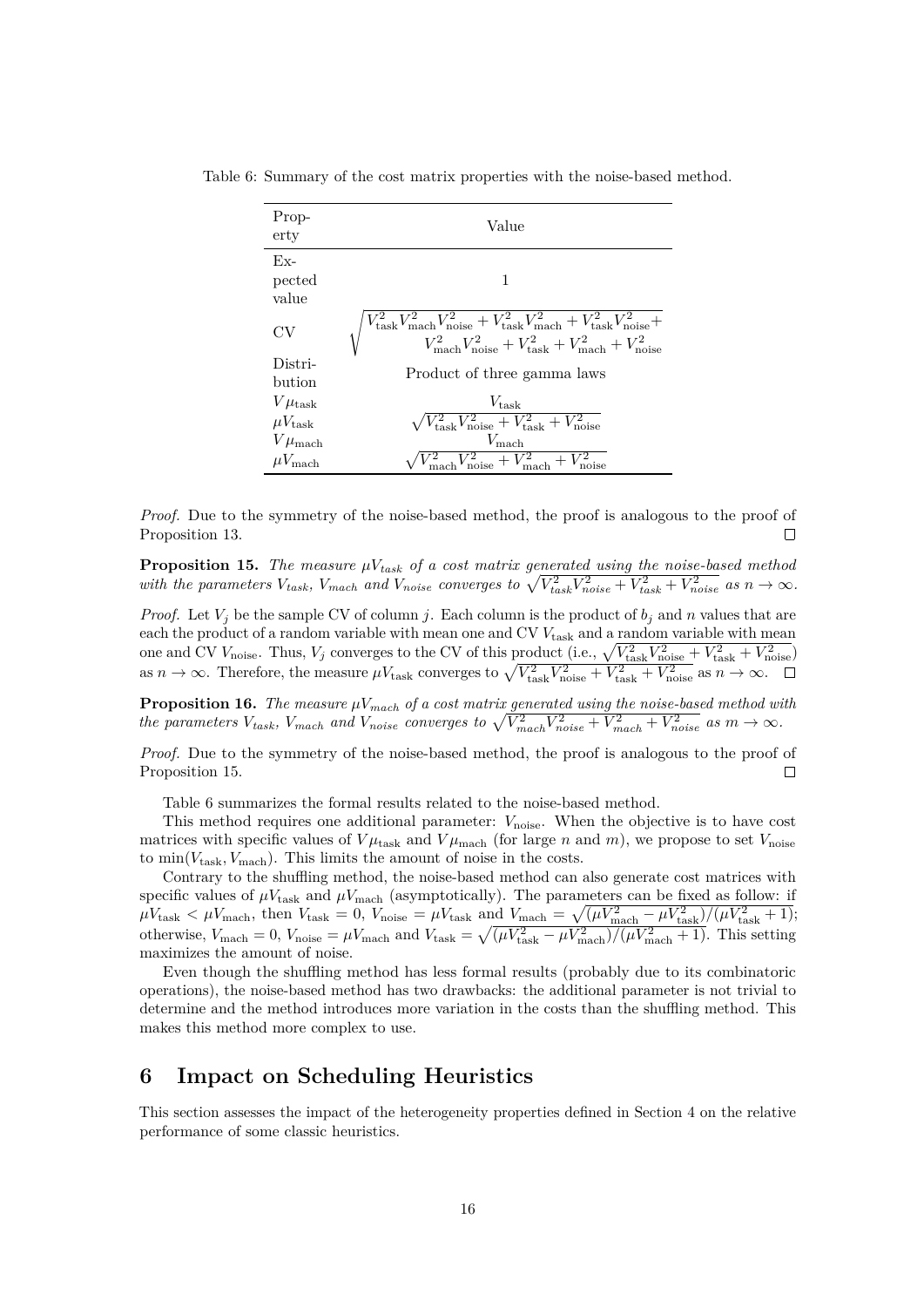Table 6: Summary of the cost matrix properties with the noise-based method.

| Property | Value |
|---|---|
| Expected value | 1 |
| CV | $\sqrt{\begin{array}{r}V_{\text{task}}^2 V_{\text{mach}}^2 V_{\text{noise}}^2 + V_{\text{task}}^2 V_{\text{mach}}^2 + V_{\text{task}}^2 V_{\text{noise}}^2 + \\ V_{\text{mach}}^2 V_{\text{noise}}^2 + V_{\text{task}}^2 + V_{\text{mach}}^2 + V_{\text{noise}}^2\end{array}}$ |
| Distribution | Product of three gamma laws |
| $V\mu_{\text{task}}$ | $V_{\text{task}}$ |
| $\mu V_{\text{task}}$ | $\sqrt{V_{\text{task}}^2 V_{\text{noise}}^2 + V_{\text{task}}^2 + V_{\text{noise}}^2}$ |
| $V\mu_{\text{mach}}$ | $V_{\text{mach}}$ |
| $\mu V_{\text{mach}}$ | $\sqrt{V_{\text{mach}}^2 V_{\text{noise}}^2 + V_{\text{mach}}^2 + V_{\text{noise}}^2}$ |

*Proof.* Due to the symmetry of the noise-based method, the proof is analogous to the proof of Proposition 13. □

**Proposition 15.** *The measure $\mu V_{task}$ of a cost matrix generated using the noise-based method with the parameters $V_{task}$, $V_{mach}$ and $V_{noise}$ converges to $\sqrt{V_{task}^2 V_{noise}^2 + V_{task}^2 + V_{noise}^2}$ as $n \to \infty$.*

*Proof.* Let $V_j$ be the sample CV of column $j$. Each column is the product of $b_j$ and $n$ values that are each the product of a random variable with mean one and CV $V_{\text{task}}$ and a random variable with mean one and CV $V_{\text{noise}}$. Thus, $V_j$ converges to the CV of this product (i.e., $\sqrt{V_{\text{task}}^2 V_{\text{noise}}^2 + V_{\text{task}}^2 + V_{\text{noise}}^2}$) as $n \to \infty$. Therefore, the measure $\mu V_{\text{task}}$ converges to $\sqrt{V_{\text{task}}^2 V_{\text{noise}}^2 + V_{\text{task}}^2 + V_{\text{noise}}^2}$ as $n \to \infty$. □

**Proposition 16.** *The measure $\mu V_{mach}$ of a cost matrix generated using the noise-based method with the parameters $V_{task}$, $V_{mach}$ and $V_{noise}$ converges to $\sqrt{V_{mach}^2 V_{noise}^2 + V_{mach}^2 + V_{noise}^2}$ as $m \to \infty$.*

*Proof.* Due to the symmetry of the noise-based method, the proof is analogous to the proof of Proposition 15. □

Table 6 summarizes the formal results related to the noise-based method.

This method requires one additional parameter: $V_{\text{noise}}$. When the objective is to have cost matrices with specific values of $V\mu_{\text{task}}$ and $V\mu_{\text{mach}}$ (for large $n$ and $m$), we propose to set $V_{\text{noise}}$ to $\min(V_{\text{task}}, V_{\text{mach}})$. This limits the amount of noise in the costs.

Contrary to the shuffling method, the noise-based method can also generate cost matrices with specific values of $\mu V_{\text{task}}$ and $\mu V_{\text{mach}}$ (asymptotically). The parameters can be fixed as follow: if $\mu V_{\text{task}} < \mu V_{\text{mach}}$, then $V_{\text{task}} = 0$, $V_{\text{noise}} = \mu V_{\text{task}}$ and $V_{\text{mach}} = \sqrt{(\mu V_{\text{mach}}^2 - \mu V_{\text{task}}^2)/(\mu V_{\text{task}}^2 + 1)}$; otherwise, $V_{\text{mach}} = 0$, $V_{\text{noise}} = \mu V_{\text{mach}}$ and $V_{\text{task}} = \sqrt{(\mu V_{\text{task}}^2 - \mu V_{\text{mach}}^2)/(\mu V_{\text{mach}}^2 + 1)}$. This setting maximizes the amount of noise.

Even though the shuffling method has less formal results (probably due to its combinatoric operations), the noise-based method has two drawbacks: the additional parameter is not trivial to determine and the method introduces more variation in the costs than the shuffling method. This makes this method more complex to use.

## 6 Impact on Scheduling Heuristics

This section assesses the impact of the heterogeneity properties defined in Section 4 on the relative performance of some classic heuristics.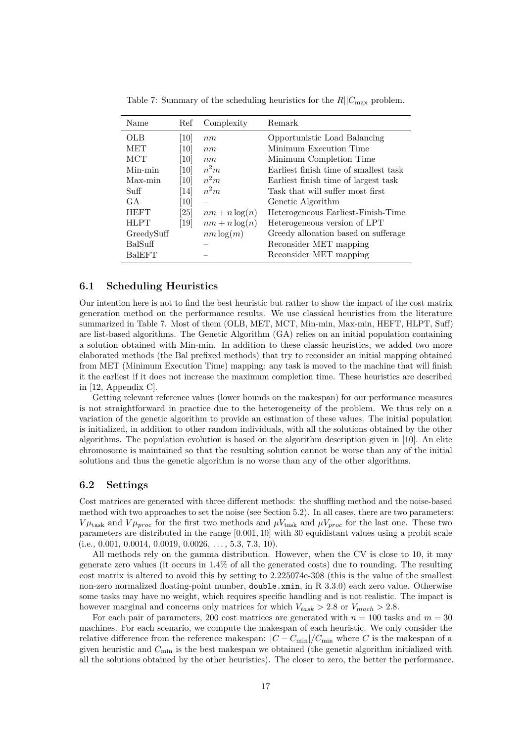Table 7: Summary of the scheduling heuristics for the $R||C_{\max}$ problem.

| Name | Ref | Complexity | Remark |
|---|---|---|---|
| OLB | [10] | $nm$ | Opportunistic Load Balancing |
| MET | [10] | $nm$ | Minimum Execution Time |
| MCT | [10] | $nm$ | Minimum Completion Time |
| Min-min | [10] | $n^2m$ | Earliest finish time of smallest task |
| Max-min | [10] | $n^2m$ | Earliest finish time of largest task |
| Suff | [14] | $n^2m$ | Task that will suffer most first |
| GA | [10] | – | Genetic Algorithm |
| HEFT | [25] | $nm + n\log(n)$ | Heterogeneous Earliest-Finish-Time |
| HLPT | [19] | $nm + n\log(n)$ | Heterogeneous version of LPT |
| GreedySuff | | $nm\log(m)$ | Greedy allocation based on sufferage |
| BalSuff | | – | Reconsider MET mapping |
| BalEFT | | – | Reconsider MET mapping |

### 6.1 Scheduling Heuristics

Our intention here is not to find the best heuristic but rather to show the impact of the cost matrix generation method on the performance results. We use classical heuristics from the literature summarized in Table 7. Most of them (OLB, MET, MCT, Min-min, Max-min, HEFT, HLPT, Suff) are list-based algorithms. The Genetic Algorithm (GA) relies on an initial population containing a solution obtained with Min-min. In addition to these classic heuristics, we added two more elaborated methods (the Bal prefixed methods) that try to reconsider an initial mapping obtained from MET (Minimum Execution Time) mapping: any task is moved to the machine that will finish it the earliest if it does not increase the maximum completion time. These heuristics are described in [12, Appendix C].

Getting relevant reference values (lower bounds on the makespan) for our performance measures is not straightforward in practice due to the heterogeneity of the problem. We thus rely on a variation of the genetic algorithm to provide an estimation of these values. The initial population is initialized, in addition to other random individuals, with all the solutions obtained by the other algorithms. The population evolution is based on the algorithm description given in [10]. An elite chromosome is maintained so that the resulting solution cannot be worse than any of the initial solutions and thus the genetic algorithm is no worse than any of the other algorithms.

### 6.2 Settings

Cost matrices are generated with three different methods: the shuffling method and the noise-based method with two approaches to set the noise (see Section 5.2). In all cases, there are two parameters: $V\mu_{\text{task}}$ and $V\mu_{proc}$ for the first two methods and $\mu V_{\text{task}}$ and $\mu V_{proc}$ for the last one. These two parameters are distributed in the range $[0.001, 10]$ with 30 equidistant values using a probit scale (i.e., 0.001, 0.0014, 0.0019, 0.0026, ..., 5.3, 7.3, 10).

All methods rely on the gamma distribution. However, when the CV is close to 10, it may generate zero values (it occurs in 1.4% of all the generated costs) due to rounding. The resulting cost matrix is altered to avoid this by setting to 2.225074e-308 (this is the value of the smallest non-zero normalized floating-point number, `double.xmin`, in R 3.3.0) each zero value. Otherwise some tasks may have no weight, which requires specific handling and is not realistic. The impact is however marginal and concerns only matrices for which $V_{task} > 2.8$ or $V_{mach} > 2.8$.

For each pair of parameters, 200 cost matrices are generated with $n = 100$ tasks and $m = 30$ machines. For each scenario, we compute the makespan of each heuristic. We only consider the relative difference from the reference makespan: $|C - C_{\min}|/C_{\min}$ where $C$ is the makespan of a given heuristic and $C_{\min}$ is the best makespan we obtained (the genetic algorithm initialized with all the solutions obtained by the other heuristics). The closer to zero, the better the performance.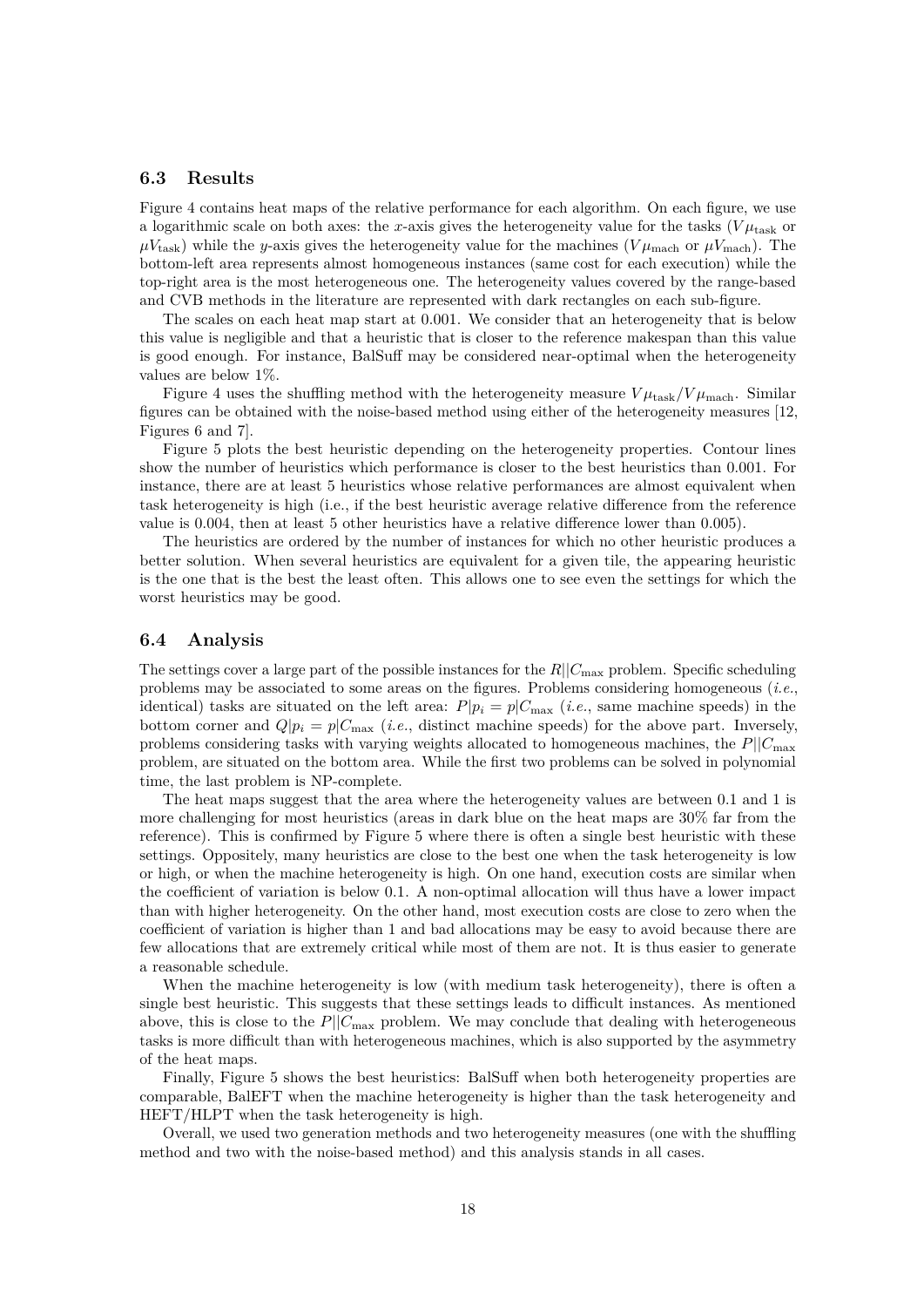### 6.3 Results

Figure 4 contains heat maps of the relative performance for each algorithm. On each figure, we use a logarithmic scale on both axes: the $x$-axis gives the heterogeneity value for the tasks ($V\mu_{\text{task}}$ or $\mu V_{\text{task}}$) while the $y$-axis gives the heterogeneity value for the machines ($V\mu_{\text{mach}}$ or $\mu V_{\text{mach}}$). The bottom-left area represents almost homogeneous instances (same cost for each execution) while the top-right area is the most heterogeneous one. The heterogeneity values covered by the range-based and CVB methods in the literature are represented with dark rectangles on each sub-figure.

The scales on each heat map start at 0.001. We consider that an heterogeneity that is below this value is negligible and that a heuristic that is closer to the reference makespan than this value is good enough. For instance, BalSuff may be considered near-optimal when the heterogeneity values are below 1%.

Figure 4 uses the shuffling method with the heterogeneity measure $V\mu_{\text{task}}/V\mu_{\text{mach}}$. Similar figures can be obtained with the noise-based method using either of the heterogeneity measures [12, Figures 6 and 7].

Figure 5 plots the best heuristic depending on the heterogeneity properties. Contour lines show the number of heuristics which performance is closer to the best heuristics than 0.001. For instance, there are at least 5 heuristics whose relative performances are almost equivalent when task heterogeneity is high (i.e., if the best heuristic average relative difference from the reference value is 0.004, then at least 5 other heuristics have a relative difference lower than 0.005).

The heuristics are ordered by the number of instances for which no other heuristic produces a better solution. When several heuristics are equivalent for a given tile, the appearing heuristic is the one that is the best the least often. This allows one to see even the settings for which the worst heuristics may be good.

### 6.4 Analysis

The settings cover a large part of the possible instances for the $R||C_{\max}$ problem. Specific scheduling problems may be associated to some areas on the figures. Problems considering homogeneous (*i.e.*, identical) tasks are situated on the left area: $P|p_i = p|C_{\max}$ (*i.e.*, same machine speeds) in the bottom corner and $Q|p_i = p|C_{\max}$ (*i.e.*, distinct machine speeds) for the above part. Inversely, problems considering tasks with varying weights allocated to homogeneous machines, the $P||C_{\max}$ problem, are situated on the bottom area. While the first two problems can be solved in polynomial time, the last problem is NP-complete.

The heat maps suggest that the area where the heterogeneity values are between 0.1 and 1 is more challenging for most heuristics (areas in dark blue on the heat maps are 30% far from the reference). This is confirmed by Figure 5 where there is often a single best heuristic with these settings. Oppositely, many heuristics are close to the best one when the task heterogeneity is low or high, or when the machine heterogeneity is high. On one hand, execution costs are similar when the coefficient of variation is below 0.1. A non-optimal allocation will thus have a lower impact than with higher heterogeneity. On the other hand, most execution costs are close to zero when the coefficient of variation is higher than 1 and bad allocations may be easy to avoid because there are few allocations that are extremely critical while most of them are not. It is thus easier to generate a reasonable schedule.

When the machine heterogeneity is low (with medium task heterogeneity), there is often a single best heuristic. This suggests that these settings leads to difficult instances. As mentioned above, this is close to the $P||C_{\max}$ problem. We may conclude that dealing with heterogeneous tasks is more difficult than with heterogeneous machines, which is also supported by the asymmetry of the heat maps.

Finally, Figure 5 shows the best heuristics: BalSuff when both heterogeneity properties are comparable, BalEFT when the machine heterogeneity is higher than the task heterogeneity and HEFT/HLPT when the task heterogeneity is high.

Overall, we used two generation methods and two heterogeneity measures (one with the shuffling method and two with the noise-based method) and this analysis stands in all cases.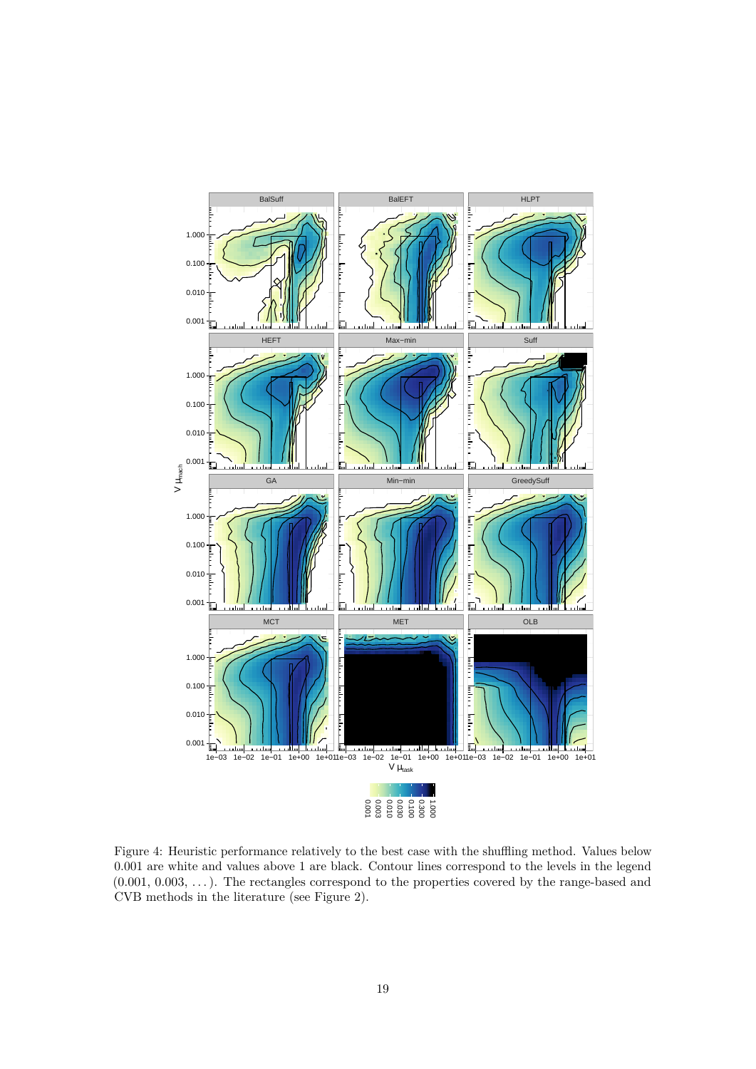Figure 4: Heuristic performance relatively to the best case with the shuffling method. Values below 0.001 are white and values above 1 are black. Contour lines correspond to the levels in the legend (0.001, 0.003, ...). The rectangles correspond to the properties covered by the range-based and CVB methods in the literature (see Figure 2).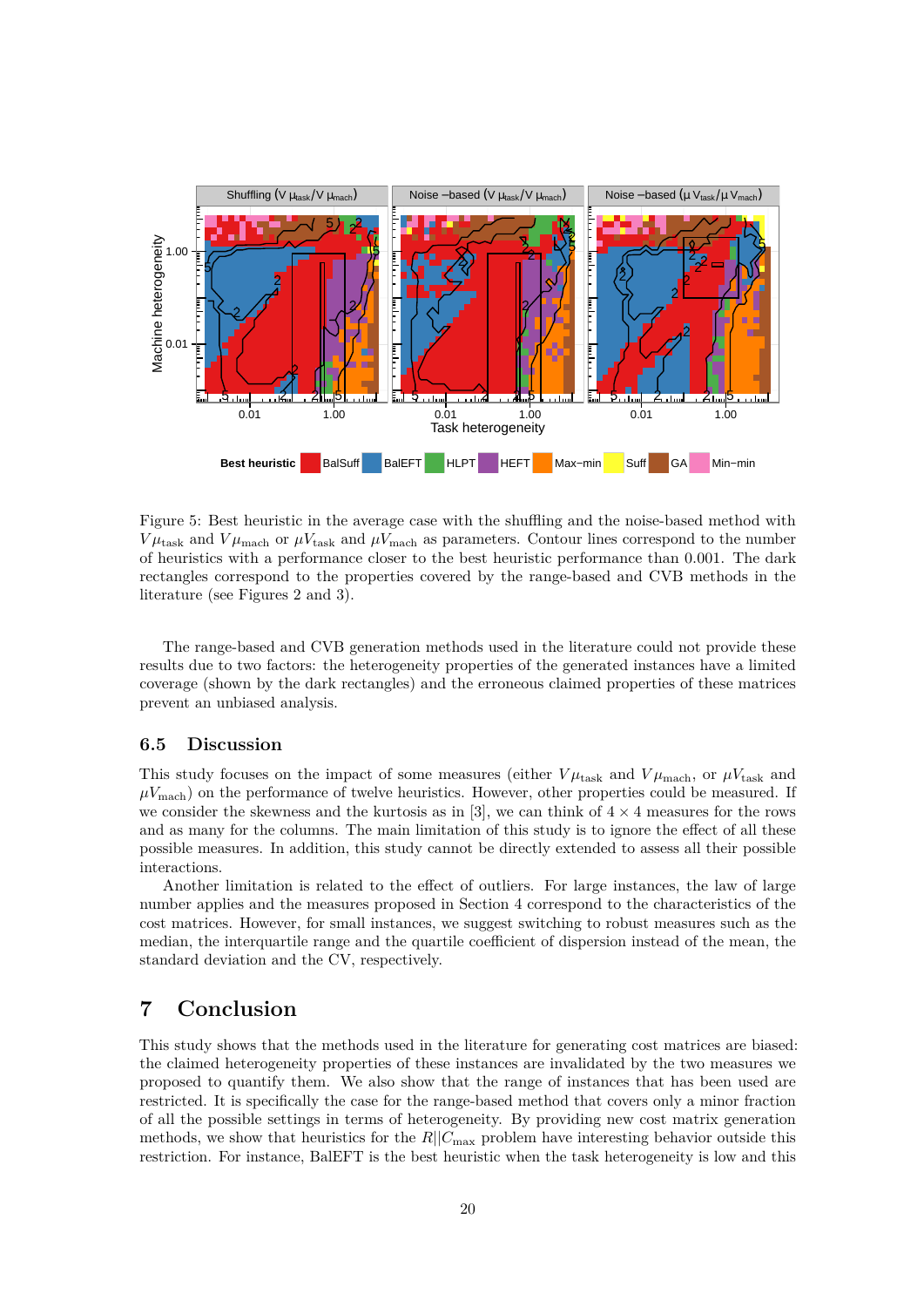Figure 5: Best heuristic in the average case with the shuffling and the noise-based method with $V\mu_{\text{task}}$ and $V\mu_{\text{mach}}$ or $\mu V_{\text{task}}$ and $\mu V_{\text{mach}}$ as parameters. Contour lines correspond to the number of heuristics with a performance closer to the best heuristic performance than 0.001. The dark rectangles correspond to the properties covered by the range-based and CVB methods in the literature (see Figures 2 and 3).

The range-based and CVB generation methods used in the literature could not provide these results due to two factors: the heterogeneity properties of the generated instances have a limited coverage (shown by the dark rectangles) and the erroneous claimed properties of these matrices prevent an unbiased analysis.

### 6.5 Discussion

This study focuses on the impact of some measures (either $V\mu_{\text{task}}$ and $V\mu_{\text{mach}}$, or $\mu V_{\text{task}}$ and $\mu V_{\text{mach}}$) on the performance of twelve heuristics. However, other properties could be measured. If we consider the skewness and the kurtosis as in [3], we can think of $4 \times 4$ measures for the rows and as many for the columns. The main limitation of this study is to ignore the effect of all these possible measures. In addition, this study cannot be directly extended to assess all their possible interactions.

Another limitation is related to the effect of outliers. For large instances, the law of large number applies and the measures proposed in Section 4 correspond to the characteristics of the cost matrices. However, for small instances, we suggest switching to robust measures such as the median, the interquartile range and the quartile coefficient of dispersion instead of the mean, the standard deviation and the CV, respectively.

## 7 Conclusion

This study shows that the methods used in the literature for generating cost matrices are biased: the claimed heterogeneity properties of these instances are invalidated by the two measures we proposed to quantify them. We also show that the range of instances that has been used are restricted. It is specifically the case for the range-based method that covers only a minor fraction of all the possible settings in terms of heterogeneity. By providing new cost matrix generation methods, we show that heuristics for the $R||C_{\max}$ problem have interesting behavior outside this restriction. For instance, BalEFT is the best heuristic when the task heterogeneity is low and this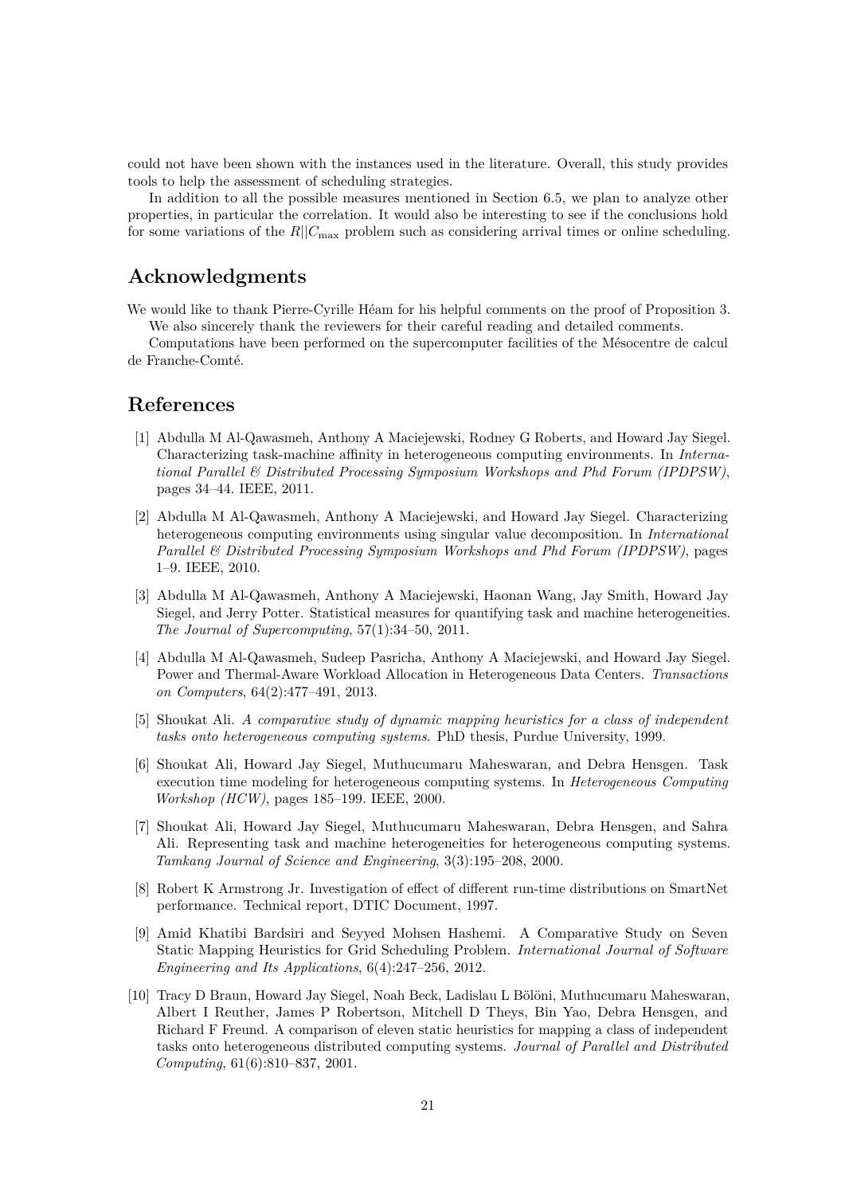could not have been shown with the instances used in the literature. Overall, this study provides tools to help the assessment of scheduling strategies.

In addition to all the possible measures mentioned in Section 6.5, we plan to analyze other properties, in particular the correlation. It would also be interesting to see if the conclusions hold for some variations of the $R||C_{\max}$ problem such as considering arrival times or online scheduling.

## Acknowledgments

We would like to thank Pierre-Cyrille Héam for his helpful comments on the proof of Proposition 3.

We also sincerely thank the reviewers for their careful reading and detailed comments.

Computations have been performed on the supercomputer facilities of the Mésocentre de calcul de Franche-Comté.

## References

[1] Abdulla M Al-Qawasmeh, Anthony A Maciejewski, Rodney G Roberts, and Howard Jay Siegel. Characterizing task-machine affinity in heterogeneous computing environments. In *International Parallel & Distributed Processing Symposium Workshops and Phd Forum (IPDPSW)*, pages 34–44. IEEE, 2011.

[2] Abdulla M Al-Qawasmeh, Anthony A Maciejewski, and Howard Jay Siegel. Characterizing heterogeneous computing environments using singular value decomposition. In *International Parallel & Distributed Processing Symposium Workshops and Phd Forum (IPDPSW)*, pages 1–9. IEEE, 2010.

[3] Abdulla M Al-Qawasmeh, Anthony A Maciejewski, Haonan Wang, Jay Smith, Howard Jay Siegel, and Jerry Potter. Statistical measures for quantifying task and machine heterogeneities. *The Journal of Supercomputing*, 57(1):34–50, 2011.

[4] Abdulla M Al-Qawasmeh, Sudeep Pasricha, Anthony A Maciejewski, and Howard Jay Siegel. Power and Thermal-Aware Workload Allocation in Heterogeneous Data Centers. *Transactions on Computers*, 64(2):477–491, 2013.

[5] Shoukat Ali. *A comparative study of dynamic mapping heuristics for a class of independent tasks onto heterogeneous computing systems*. PhD thesis, Purdue University, 1999.

[6] Shoukat Ali, Howard Jay Siegel, Muthucumaru Maheswaran, and Debra Hensgen. Task execution time modeling for heterogeneous computing systems. In *Heterogeneous Computing Workshop (HCW)*, pages 185–199. IEEE, 2000.

[7] Shoukat Ali, Howard Jay Siegel, Muthucumaru Maheswaran, Debra Hensgen, and Sahra Ali. Representing task and machine heterogeneities for heterogeneous computing systems. *Tamkang Journal of Science and Engineering*, 3(3):195–208, 2000.

[8] Robert K Armstrong Jr. Investigation of effect of different run-time distributions on SmartNet performance. Technical report, DTIC Document, 1997.

[9] Amid Khatibi Bardsiri and Seyyed Mohsen Hashemi. A Comparative Study on Seven Static Mapping Heuristics for Grid Scheduling Problem. *International Journal of Software Engineering and Its Applications*, 6(4):247–256, 2012.

[10] Tracy D Braun, Howard Jay Siegel, Noah Beck, Ladislau L Bölöni, Muthucumaru Maheswaran, Albert I Reuther, James P Robertson, Mitchell D Theys, Bin Yao, Debra Hensgen, and Richard F Freund. A comparison of eleven static heuristics for mapping a class of independent tasks onto heterogeneous distributed computing systems. *Journal of Parallel and Distributed Computing*, 61(6):810–837, 2001.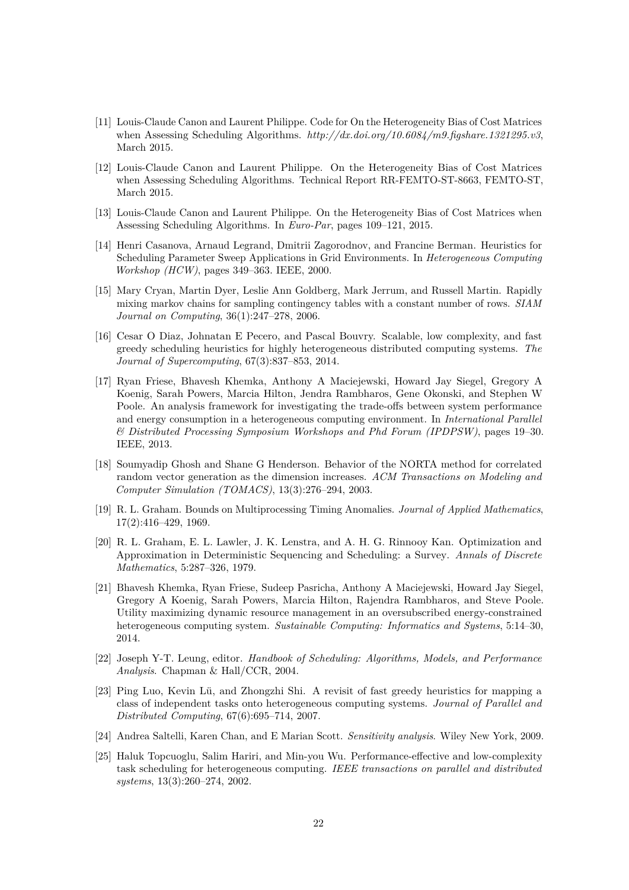[11] Louis-Claude Canon and Laurent Philippe. Code for On the Heterogeneity Bias of Cost Matrices when Assessing Scheduling Algorithms. *http://dx.doi.org/10.6084/m9.figshare.1321295.v3*, March 2015.

[12] Louis-Claude Canon and Laurent Philippe. On the Heterogeneity Bias of Cost Matrices when Assessing Scheduling Algorithms. Technical Report RR-FEMTO-ST-8663, FEMTO-ST, March 2015.

[13] Louis-Claude Canon and Laurent Philippe. On the Heterogeneity Bias of Cost Matrices when Assessing Scheduling Algorithms. In *Euro-Par*, pages 109–121, 2015.

[14] Henri Casanova, Arnaud Legrand, Dmitrii Zagorodnov, and Francine Berman. Heuristics for Scheduling Parameter Sweep Applications in Grid Environments. In *Heterogeneous Computing Workshop (HCW)*, pages 349–363. IEEE, 2000.

[15] Mary Cryan, Martin Dyer, Leslie Ann Goldberg, Mark Jerrum, and Russell Martin. Rapidly mixing markov chains for sampling contingency tables with a constant number of rows. *SIAM Journal on Computing*, 36(1):247–278, 2006.

[16] Cesar O Diaz, Johnatan E Pecero, and Pascal Bouvry. Scalable, low complexity, and fast greedy scheduling heuristics for highly heterogeneous distributed computing systems. *The Journal of Supercomputing*, 67(3):837–853, 2014.

[17] Ryan Friese, Bhavesh Khemka, Anthony A Maciejewski, Howard Jay Siegel, Gregory A Koenig, Sarah Powers, Marcia Hilton, Jendra Rambharos, Gene Okonski, and Stephen W Poole. An analysis framework for investigating the trade-offs between system performance and energy consumption in a heterogeneous computing environment. In *International Parallel & Distributed Processing Symposium Workshops and Phd Forum (IPDPSW)*, pages 19–30. IEEE, 2013.

[18] Soumyadip Ghosh and Shane G Henderson. Behavior of the NORTA method for correlated random vector generation as the dimension increases. *ACM Transactions on Modeling and Computer Simulation (TOMACS)*, 13(3):276–294, 2003.

[19] R. L. Graham. Bounds on Multiprocessing Timing Anomalies. *Journal of Applied Mathematics*, 17(2):416–429, 1969.

[20] R. L. Graham, E. L. Lawler, J. K. Lenstra, and A. H. G. Rinnooy Kan. Optimization and Approximation in Deterministic Sequencing and Scheduling: a Survey. *Annals of Discrete Mathematics*, 5:287–326, 1979.

[21] Bhavesh Khemka, Ryan Friese, Sudeep Pasricha, Anthony A Maciejewski, Howard Jay Siegel, Gregory A Koenig, Sarah Powers, Marcia Hilton, Rajendra Rambharos, and Steve Poole. Utility maximizing dynamic resource management in an oversubscribed energy-constrained heterogeneous computing system. *Sustainable Computing: Informatics and Systems*, 5:14–30, 2014.

[22] Joseph Y-T. Leung, editor. *Handbook of Scheduling: Algorithms, Models, and Performance Analysis*. Chapman & Hall/CCR, 2004.

[23] Ping Luo, Kevin Lü, and Zhongzhi Shi. A revisit of fast greedy heuristics for mapping a class of independent tasks onto heterogeneous computing systems. *Journal of Parallel and Distributed Computing*, 67(6):695–714, 2007.

[24] Andrea Saltelli, Karen Chan, and E Marian Scott. *Sensitivity analysis*. Wiley New York, 2009.

[25] Haluk Topcuoglu, Salim Hariri, and Min-you Wu. Performance-effective and low-complexity task scheduling for heterogeneous computing. *IEEE transactions on parallel and distributed systems*, 13(3):260–274, 2002.